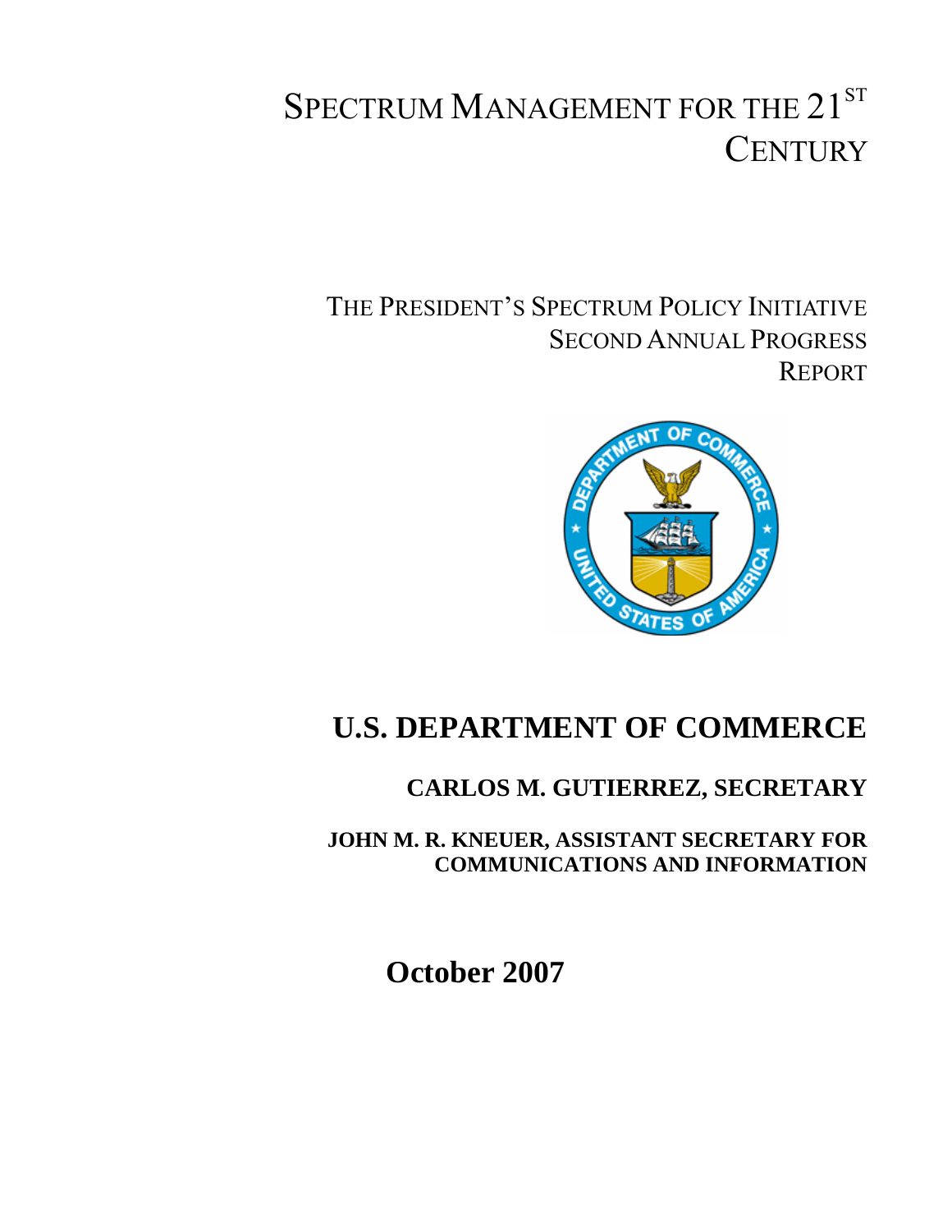# SPECTRUM MANAGEMENT FOR THE 21ST CENTURY

## THE PRESIDENT'S SPECTRUM POLICY INITIATIVE SECOND ANNUAL PROGRESS REPORT

## U.S. DEPARTMENT OF COMMERCE

**CARLOS M. GUTIERREZ, SECRETARY**

**JOHN M. R. KNEUER, ASSISTANT SECRETARY FOR COMMUNICATIONS AND INFORMATION**

**October 2007**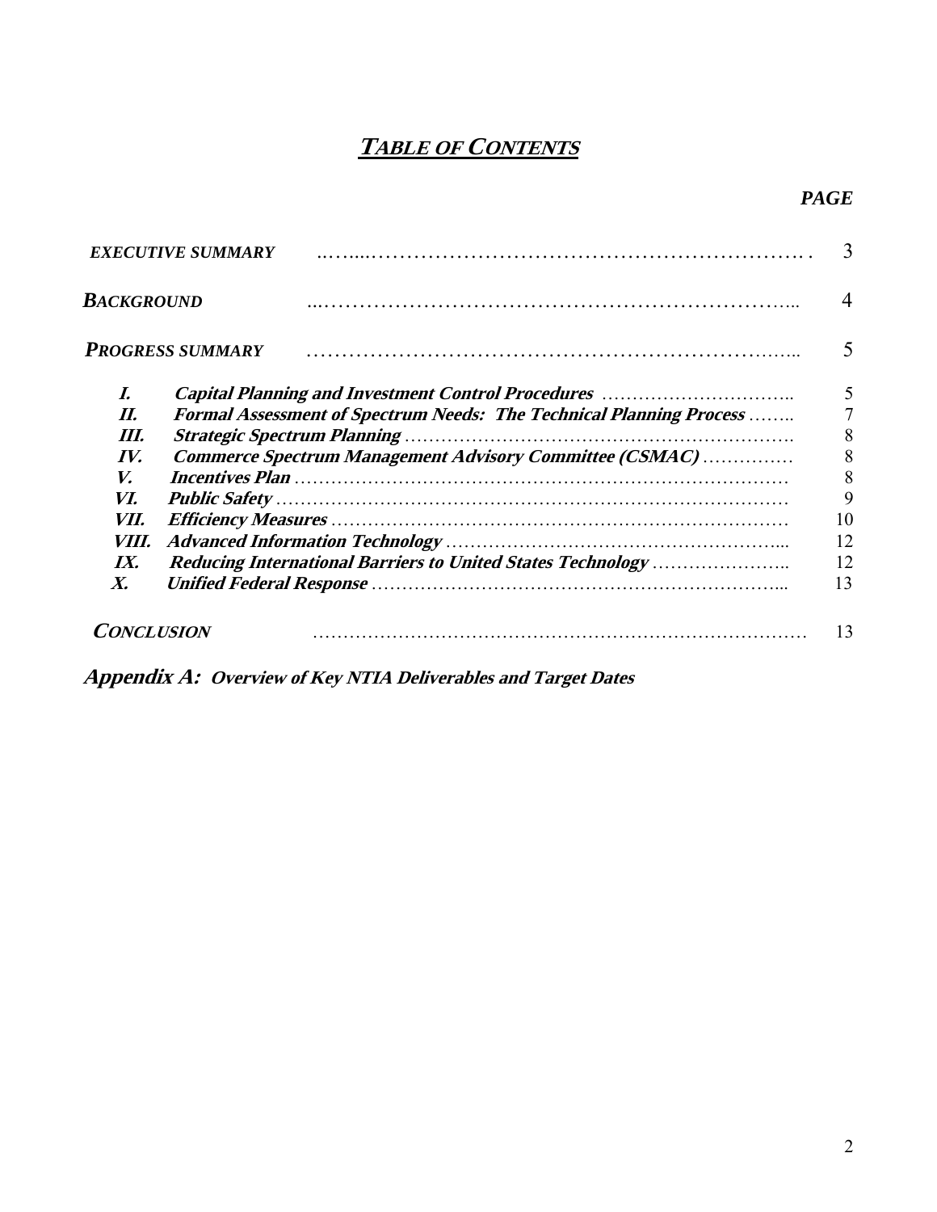# ***TABLE OF CONTENTS***

| | | PAGE |
|---|---|---|
| ***EXECUTIVE SUMMARY*** | | 3 |
| ***BACKGROUND*** | | 4 |
| ***PROGRESS SUMMARY*** | | 5 |
| ***I.*** | ***Capital Planning and Investment Control Procedures*** | 5 |
| ***II.*** | ***Formal Assessment of Spectrum Needs: The Technical Planning Process*** | 7 |
| ***III.*** | ***Strategic Spectrum Planning*** | 8 |
| ***IV.*** | ***Commerce Spectrum Management Advisory Committee (CSMAC)*** | 8 |
| ***V.*** | ***Incentives Plan*** | 8 |
| ***VI.*** | ***Public Safety*** | 9 |
| ***VII.*** | ***Efficiency Measures*** | 10 |
| ***VIII.*** | ***Advanced Information Technology*** | 12 |
| ***IX.*** | ***Reducing International Barriers to United States Technology*** | 12 |
| ***X.*** | ***Unified Federal Response*** | 13 |
| ***CONCLUSION*** | | 13 |

***Appendix A:* *Overview of Key NTIA Deliverables and Target Dates***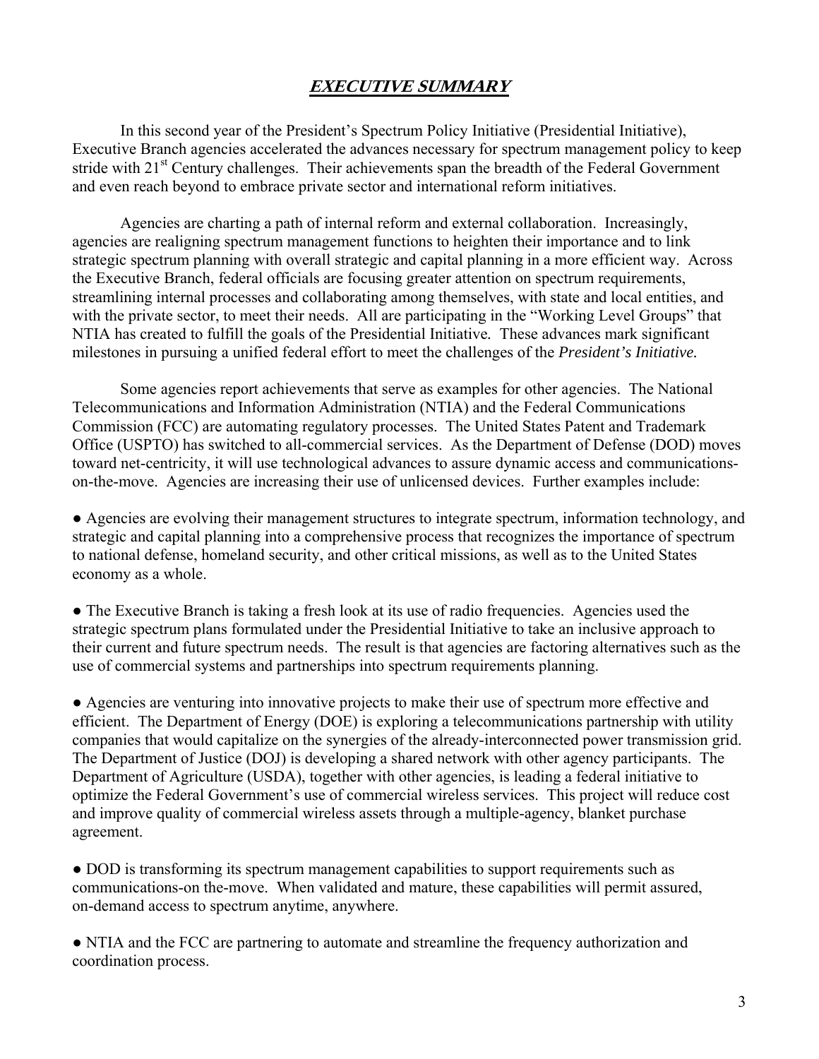# *EXECUTIVE SUMMARY*

In this second year of the President's Spectrum Policy Initiative (Presidential Initiative), Executive Branch agencies accelerated the advances necessary for spectrum management policy to keep stride with 21st Century challenges. Their achievements span the breadth of the Federal Government and even reach beyond to embrace private sector and international reform initiatives.

Agencies are charting a path of internal reform and external collaboration. Increasingly, agencies are realigning spectrum management functions to heighten their importance and to link strategic spectrum planning with overall strategic and capital planning in a more efficient way. Across the Executive Branch, federal officials are focusing greater attention on spectrum requirements, streamlining internal processes and collaborating among themselves, with state and local entities, and with the private sector, to meet their needs. All are participating in the "Working Level Groups" that NTIA has created to fulfill the goals of the Presidential Initiative. These advances mark significant milestones in pursuing a unified federal effort to meet the challenges of the *President's Initiative.*

Some agencies report achievements that serve as examples for other agencies. The National Telecommunications and Information Administration (NTIA) and the Federal Communications Commission (FCC) are automating regulatory processes. The United States Patent and Trademark Office (USPTO) has switched to all-commercial services. As the Department of Defense (DOD) moves toward net-centricity, it will use technological advances to assure dynamic access and communications-on-the-move. Agencies are increasing their use of unlicensed devices. Further examples include:

● Agencies are evolving their management structures to integrate spectrum, information technology, and strategic and capital planning into a comprehensive process that recognizes the importance of spectrum to national defense, homeland security, and other critical missions, as well as to the United States economy as a whole.

● The Executive Branch is taking a fresh look at its use of radio frequencies. Agencies used the strategic spectrum plans formulated under the Presidential Initiative to take an inclusive approach to their current and future spectrum needs. The result is that agencies are factoring alternatives such as the use of commercial systems and partnerships into spectrum requirements planning.

● Agencies are venturing into innovative projects to make their use of spectrum more effective and efficient. The Department of Energy (DOE) is exploring a telecommunications partnership with utility companies that would capitalize on the synergies of the already-interconnected power transmission grid. The Department of Justice (DOJ) is developing a shared network with other agency participants. The Department of Agriculture (USDA), together with other agencies, is leading a federal initiative to optimize the Federal Government's use of commercial wireless services. This project will reduce cost and improve quality of commercial wireless assets through a multiple-agency, blanket purchase agreement.

● DOD is transforming its spectrum management capabilities to support requirements such as communications-on the-move. When validated and mature, these capabilities will permit assured, on-demand access to spectrum anytime, anywhere.

● NTIA and the FCC are partnering to automate and streamline the frequency authorization and coordination process.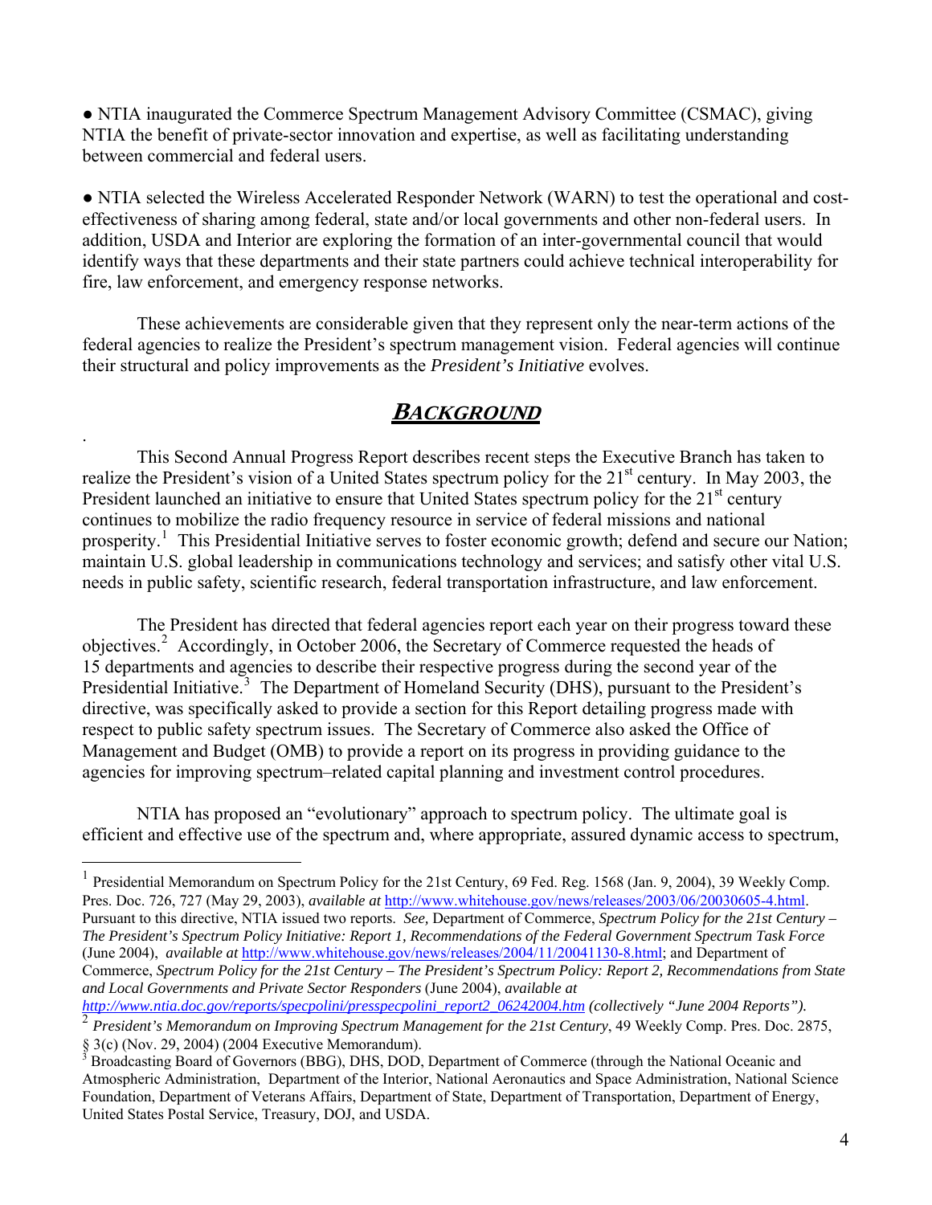● NTIA inaugurated the Commerce Spectrum Management Advisory Committee (CSMAC), giving NTIA the benefit of private-sector innovation and expertise, as well as facilitating understanding between commercial and federal users.

● NTIA selected the Wireless Accelerated Responder Network (WARN) to test the operational and cost-effectiveness of sharing among federal, state and/or local governments and other non-federal users. In addition, USDA and Interior are exploring the formation of an inter-governmental council that would identify ways that these departments and their state partners could achieve technical interoperability for fire, law enforcement, and emergency response networks.

These achievements are considerable given that they represent only the near-term actions of the federal agencies to realize the President's spectrum management vision. Federal agencies will continue their structural and policy improvements as the *President's Initiative* evolves.

## BACKGROUND

This Second Annual Progress Report describes recent steps the Executive Branch has taken to realize the President's vision of a United States spectrum policy for the 21st century. In May 2003, the President launched an initiative to ensure that United States spectrum policy for the 21st century continues to mobilize the radio frequency resource in service of federal missions and national prosperity.[1] This Presidential Initiative serves to foster economic growth; defend and secure our Nation; maintain U.S. global leadership in communications technology and services; and satisfy other vital U.S. needs in public safety, scientific research, federal transportation infrastructure, and law enforcement.

The President has directed that federal agencies report each year on their progress toward these objectives.[2] Accordingly, in October 2006, the Secretary of Commerce requested the heads of 15 departments and agencies to describe their respective progress during the second year of the Presidential Initiative.[3] The Department of Homeland Security (DHS), pursuant to the President's directive, was specifically asked to provide a section for this Report detailing progress made with respect to public safety spectrum issues. The Secretary of Commerce also asked the Office of Management and Budget (OMB) to provide a report on its progress in providing guidance to the agencies for improving spectrum–related capital planning and investment control procedures.

NTIA has proposed an "evolutionary" approach to spectrum policy. The ultimate goal is efficient and effective use of the spectrum and, where appropriate, assured dynamic access to spectrum,

---

[1] Presidential Memorandum on Spectrum Policy for the 21st Century, 69 Fed. Reg. 1568 (Jan. 9, 2004), 39 Weekly Comp. Pres. Doc. 726, 727 (May 29, 2003), *available at* http://www.whitehouse.gov/news/releases/2003/06/20030605-4.html. Pursuant to this directive, NTIA issued two reports. *See,* Department of Commerce, *Spectrum Policy for the 21st Century – The President's Spectrum Policy Initiative: Report 1, Recommendations of the Federal Government Spectrum Task Force* (June 2004), *available at* http://www.whitehouse.gov/news/releases/2004/11/20041130-8.html; and Department of Commerce, *Spectrum Policy for the 21st Century – The President's Spectrum Policy: Report 2, Recommendations from State and Local Governments and Private Sector Responders* (June 2004), *available at* *http://www.ntia.doc.gov/reports/specpolini/presspecpolini_report2_06242004.htm (collectively "June 2004 Reports").*

[2] *President's Memorandum on Improving Spectrum Management for the 21st Century*, 49 Weekly Comp. Pres. Doc. 2875, § 3(c) (Nov. 29, 2004) (2004 Executive Memorandum).

[3] Broadcasting Board of Governors (BBG), DHS, DOD, Department of Commerce (through the National Oceanic and Atmospheric Administration, Department of the Interior, National Aeronautics and Space Administration, National Science Foundation, Department of Veterans Affairs, Department of State, Department of Transportation, Department of Energy, United States Postal Service, Treasury, DOJ, and USDA.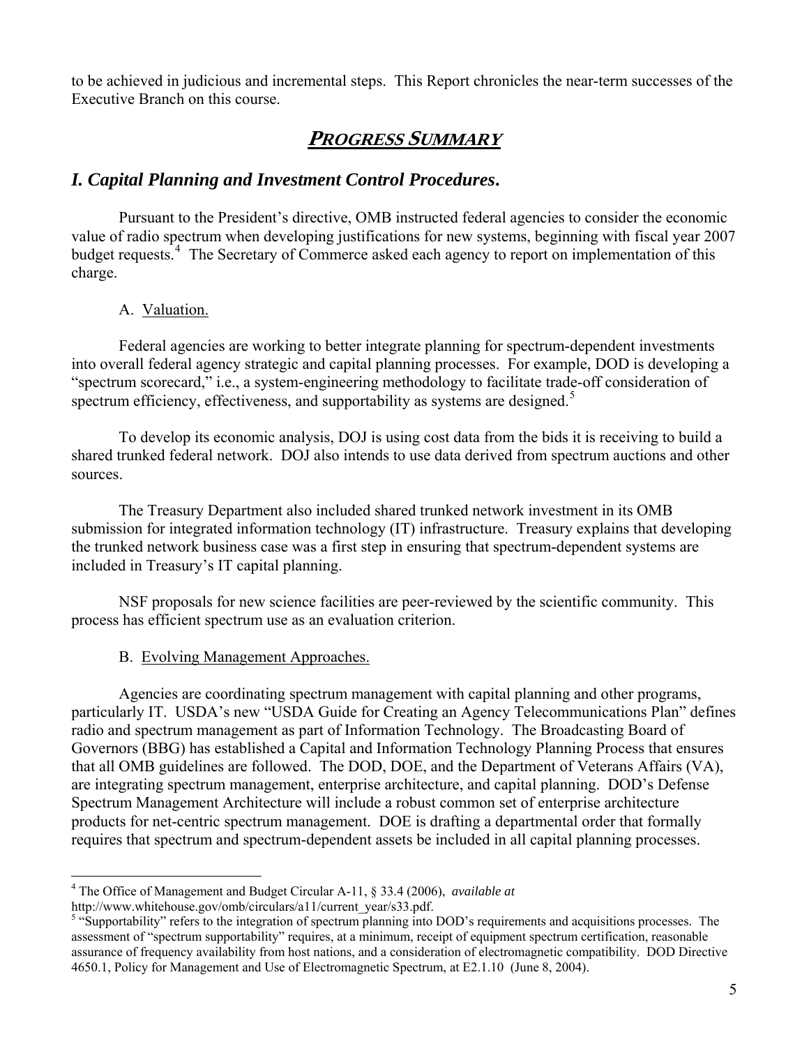to be achieved in judicious and incremental steps. This Report chronicles the near-term successes of the Executive Branch on this course.

## ***PROGRESS SUMMARY***

### *I. Capital Planning and Investment Control Procedures.*

Pursuant to the President's directive, OMB instructed federal agencies to consider the economic value of radio spectrum when developing justifications for new systems, beginning with fiscal year 2007 budget requests.[4] The Secretary of Commerce asked each agency to report on implementation of this charge.

A. Valuation.

Federal agencies are working to better integrate planning for spectrum-dependent investments into overall federal agency strategic and capital planning processes. For example, DOD is developing a "spectrum scorecard," i.e., a system-engineering methodology to facilitate trade-off consideration of spectrum efficiency, effectiveness, and supportability as systems are designed.[5]

To develop its economic analysis, DOJ is using cost data from the bids it is receiving to build a shared trunked federal network. DOJ also intends to use data derived from spectrum auctions and other sources.

The Treasury Department also included shared trunked network investment in its OMB submission for integrated information technology (IT) infrastructure. Treasury explains that developing the trunked network business case was a first step in ensuring that spectrum-dependent systems are included in Treasury's IT capital planning.

NSF proposals for new science facilities are peer-reviewed by the scientific community. This process has efficient spectrum use as an evaluation criterion.

B. Evolving Management Approaches.

Agencies are coordinating spectrum management with capital planning and other programs, particularly IT. USDA's new "USDA Guide for Creating an Agency Telecommunications Plan" defines radio and spectrum management as part of Information Technology. The Broadcasting Board of Governors (BBG) has established a Capital and Information Technology Planning Process that ensures that all OMB guidelines are followed. The DOD, DOE, and the Department of Veterans Affairs (VA), are integrating spectrum management, enterprise architecture, and capital planning. DOD's Defense Spectrum Management Architecture will include a robust common set of enterprise architecture products for net-centric spectrum management. DOE is drafting a departmental order that formally requires that spectrum and spectrum-dependent assets be included in all capital planning processes.

---

[4] The Office of Management and Budget Circular A-11, § 33.4 (2006), *available at* http://www.whitehouse.gov/omb/circulars/a11/current_year/s33.pdf.

[5] "Supportability" refers to the integration of spectrum planning into DOD's requirements and acquisitions processes. The assessment of "spectrum supportability" requires, at a minimum, receipt of equipment spectrum certification, reasonable assurance of frequency availability from host nations, and a consideration of electromagnetic compatibility. DOD Directive 4650.1, Policy for Management and Use of Electromagnetic Spectrum, at E2.1.10 (June 8, 2004).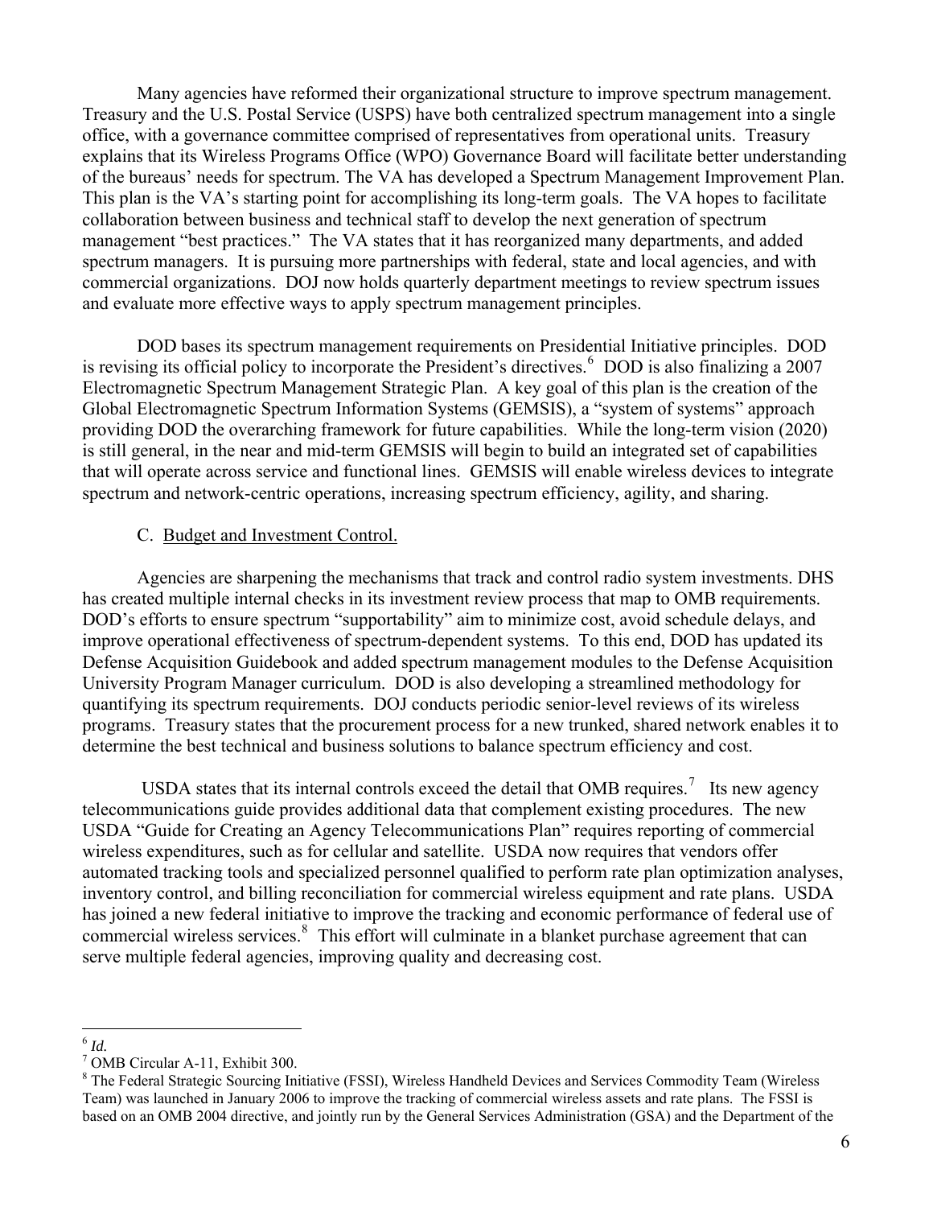Many agencies have reformed their organizational structure to improve spectrum management. Treasury and the U.S. Postal Service (USPS) have both centralized spectrum management into a single office, with a governance committee comprised of representatives from operational units. Treasury explains that its Wireless Programs Office (WPO) Governance Board will facilitate better understanding of the bureaus' needs for spectrum. The VA has developed a Spectrum Management Improvement Plan. This plan is the VA's starting point for accomplishing its long-term goals. The VA hopes to facilitate collaboration between business and technical staff to develop the next generation of spectrum management "best practices." The VA states that it has reorganized many departments, and added spectrum managers. It is pursuing more partnerships with federal, state and local agencies, and with commercial organizations. DOJ now holds quarterly department meetings to review spectrum issues and evaluate more effective ways to apply spectrum management principles.

DOD bases its spectrum management requirements on Presidential Initiative principles. DOD is revising its official policy to incorporate the President's directives.[6] DOD is also finalizing a 2007 Electromagnetic Spectrum Management Strategic Plan. A key goal of this plan is the creation of the Global Electromagnetic Spectrum Information Systems (GEMSIS), a "system of systems" approach providing DOD the overarching framework for future capabilities. While the long-term vision (2020) is still general, in the near and mid-term GEMSIS will begin to build an integrated set of capabilities that will operate across service and functional lines. GEMSIS will enable wireless devices to integrate spectrum and network-centric operations, increasing spectrum efficiency, agility, and sharing.

### C. Budget and Investment Control.

Agencies are sharpening the mechanisms that track and control radio system investments. DHS has created multiple internal checks in its investment review process that map to OMB requirements. DOD's efforts to ensure spectrum "supportability" aim to minimize cost, avoid schedule delays, and improve operational effectiveness of spectrum-dependent systems. To this end, DOD has updated its Defense Acquisition Guidebook and added spectrum management modules to the Defense Acquisition University Program Manager curriculum. DOD is also developing a streamlined methodology for quantifying its spectrum requirements. DOJ conducts periodic senior-level reviews of its wireless programs. Treasury states that the procurement process for a new trunked, shared network enables it to determine the best technical and business solutions to balance spectrum efficiency and cost.

USDA states that its internal controls exceed the detail that OMB requires.[7] Its new agency telecommunications guide provides additional data that complement existing procedures. The new USDA "Guide for Creating an Agency Telecommunications Plan" requires reporting of commercial wireless expenditures, such as for cellular and satellite. USDA now requires that vendors offer automated tracking tools and specialized personnel qualified to perform rate plan optimization analyses, inventory control, and billing reconciliation for commercial wireless equipment and rate plans. USDA has joined a new federal initiative to improve the tracking and economic performance of federal use of commercial wireless services.[8] This effort will culminate in a blanket purchase agreement that can serve multiple federal agencies, improving quality and decreasing cost.

---

[6] *Id.*

[7] OMB Circular A-11, Exhibit 300.

[8] The Federal Strategic Sourcing Initiative (FSSI), Wireless Handheld Devices and Services Commodity Team (Wireless Team) was launched in January 2006 to improve the tracking of commercial wireless assets and rate plans. The FSSI is based on an OMB 2004 directive, and jointly run by the General Services Administration (GSA) and the Department of the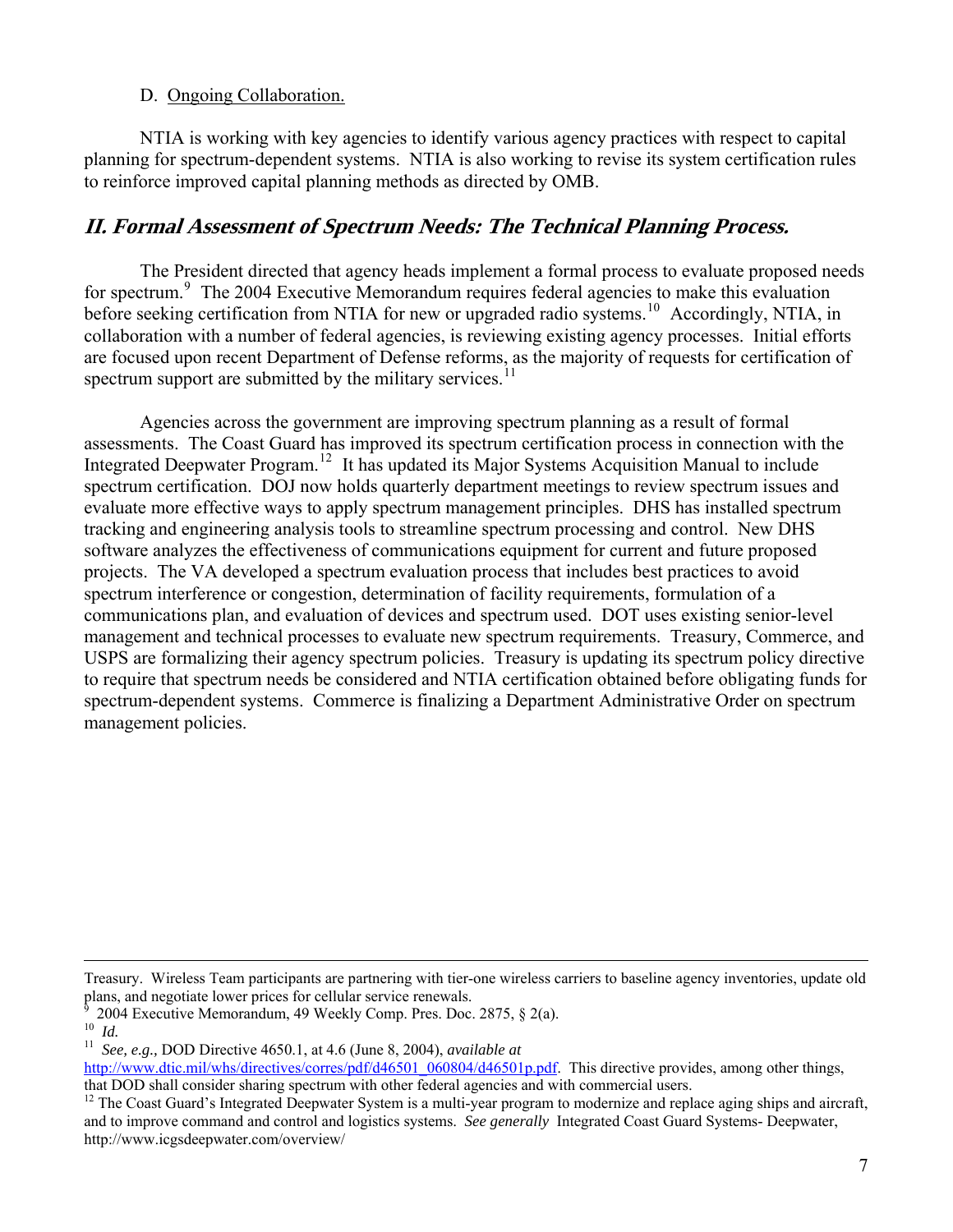D. Ongoing Collaboration.

NTIA is working with key agencies to identify various agency practices with respect to capital planning for spectrum-dependent systems. NTIA is also working to revise its system certification rules to reinforce improved capital planning methods as directed by OMB.

## II. Formal Assessment of Spectrum Needs: The Technical Planning Process.

The President directed that agency heads implement a formal process to evaluate proposed needs for spectrum.[9] The 2004 Executive Memorandum requires federal agencies to make this evaluation before seeking certification from NTIA for new or upgraded radio systems.[10] Accordingly, NTIA, in collaboration with a number of federal agencies, is reviewing existing agency processes. Initial efforts are focused upon recent Department of Defense reforms, as the majority of requests for certification of spectrum support are submitted by the military services.[11]

Agencies across the government are improving spectrum planning as a result of formal assessments. The Coast Guard has improved its spectrum certification process in connection with the Integrated Deepwater Program.[12] It has updated its Major Systems Acquisition Manual to include spectrum certification. DOJ now holds quarterly department meetings to review spectrum issues and evaluate more effective ways to apply spectrum management principles. DHS has installed spectrum tracking and engineering analysis tools to streamline spectrum processing and control. New DHS software analyzes the effectiveness of communications equipment for current and future proposed projects. The VA developed a spectrum evaluation process that includes best practices to avoid spectrum interference or congestion, determination of facility requirements, formulation of a communications plan, and evaluation of devices and spectrum used. DOT uses existing senior-level management and technical processes to evaluate new spectrum requirements. Treasury, Commerce, and USPS are formalizing their agency spectrum policies. Treasury is updating its spectrum policy directive to require that spectrum needs be considered and NTIA certification obtained before obligating funds for spectrum-dependent systems. Commerce is finalizing a Department Administrative Order on spectrum management policies.

---

Treasury. Wireless Team participants are partnering with tier-one wireless carriers to baseline agency inventories, update old plans, and negotiate lower prices for cellular service renewals.

[9] 2004 Executive Memorandum, 49 Weekly Comp. Pres. Doc. 2875, § 2(a).

[10] *Id.*

[11] *See, e.g.,* DOD Directive 4650.1, at 4.6 (June 8, 2004), *available at* http://www.dtic.mil/whs/directives/corres/pdf/d46501_060804/d46501p.pdf. This directive provides, among other things, that DOD shall consider sharing spectrum with other federal agencies and with commercial users.

[12] The Coast Guard's Integrated Deepwater System is a multi-year program to modernize and replace aging ships and aircraft, and to improve command and control and logistics systems. *See generally* Integrated Coast Guard Systems- Deepwater, http://www.icgsdeepwater.com/overview/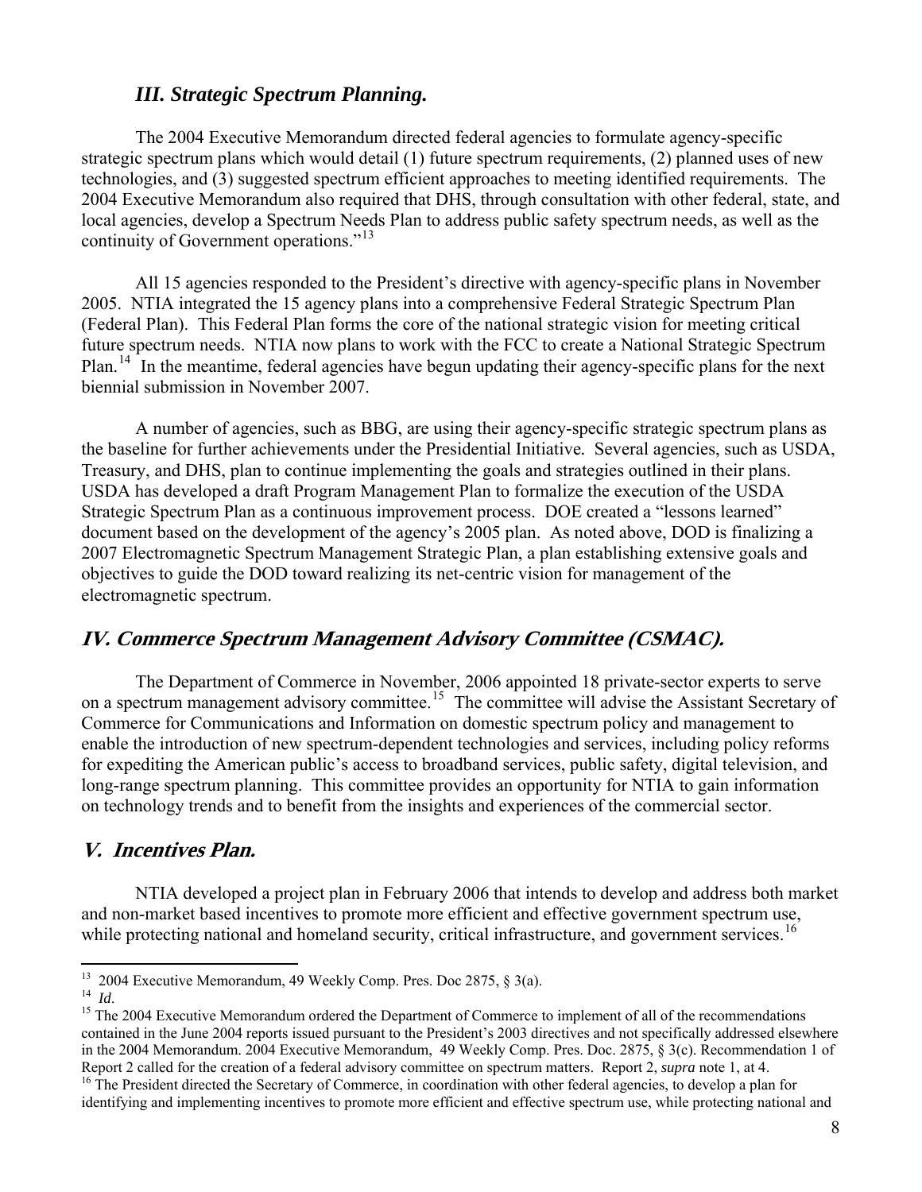## *III. Strategic Spectrum Planning.*

The 2004 Executive Memorandum directed federal agencies to formulate agency-specific strategic spectrum plans which would detail (1) future spectrum requirements, (2) planned uses of new technologies, and (3) suggested spectrum efficient approaches to meeting identified requirements. The 2004 Executive Memorandum also required that DHS, through consultation with other federal, state, and local agencies, develop a Spectrum Needs Plan to address public safety spectrum needs, as well as the continuity of Government operations."[13]

All 15 agencies responded to the President's directive with agency-specific plans in November 2005. NTIA integrated the 15 agency plans into a comprehensive Federal Strategic Spectrum Plan (Federal Plan). This Federal Plan forms the core of the national strategic vision for meeting critical future spectrum needs. NTIA now plans to work with the FCC to create a National Strategic Spectrum Plan.[14] In the meantime, federal agencies have begun updating their agency-specific plans for the next biennial submission in November 2007.

A number of agencies, such as BBG, are using their agency-specific strategic spectrum plans as the baseline for further achievements under the Presidential Initiative. Several agencies, such as USDA, Treasury, and DHS, plan to continue implementing the goals and strategies outlined in their plans. USDA has developed a draft Program Management Plan to formalize the execution of the USDA Strategic Spectrum Plan as a continuous improvement process. DOE created a "lessons learned" document based on the development of the agency's 2005 plan. As noted above, DOD is finalizing a 2007 Electromagnetic Spectrum Management Strategic Plan, a plan establishing extensive goals and objectives to guide the DOD toward realizing its net-centric vision for management of the electromagnetic spectrum.

## *IV. Commerce Spectrum Management Advisory Committee (CSMAC).*

The Department of Commerce in November, 2006 appointed 18 private-sector experts to serve on a spectrum management advisory committee.[15] The committee will advise the Assistant Secretary of Commerce for Communications and Information on domestic spectrum policy and management to enable the introduction of new spectrum-dependent technologies and services, including policy reforms for expediting the American public's access to broadband services, public safety, digital television, and long-range spectrum planning. This committee provides an opportunity for NTIA to gain information on technology trends and to benefit from the insights and experiences of the commercial sector.

## *V. Incentives Plan.*

NTIA developed a project plan in February 2006 that intends to develop and address both market and non-market based incentives to promote more efficient and effective government spectrum use, while protecting national and homeland security, critical infrastructure, and government services.[16]

---

[13] 2004 Executive Memorandum, 49 Weekly Comp. Pres. Doc 2875, § 3(a).

[14] *Id*.

[15] The 2004 Executive Memorandum ordered the Department of Commerce to implement of all of the recommendations contained in the June 2004 reports issued pursuant to the President's 2003 directives and not specifically addressed elsewhere in the 2004 Memorandum. 2004 Executive Memorandum, 49 Weekly Comp. Pres. Doc. 2875, § 3(c). Recommendation 1 of Report 2 called for the creation of a federal advisory committee on spectrum matters. Report 2, *supra* note 1, at 4.

[16] The President directed the Secretary of Commerce, in coordination with other federal agencies, to develop a plan for identifying and implementing incentives to promote more efficient and effective spectrum use, while protecting national and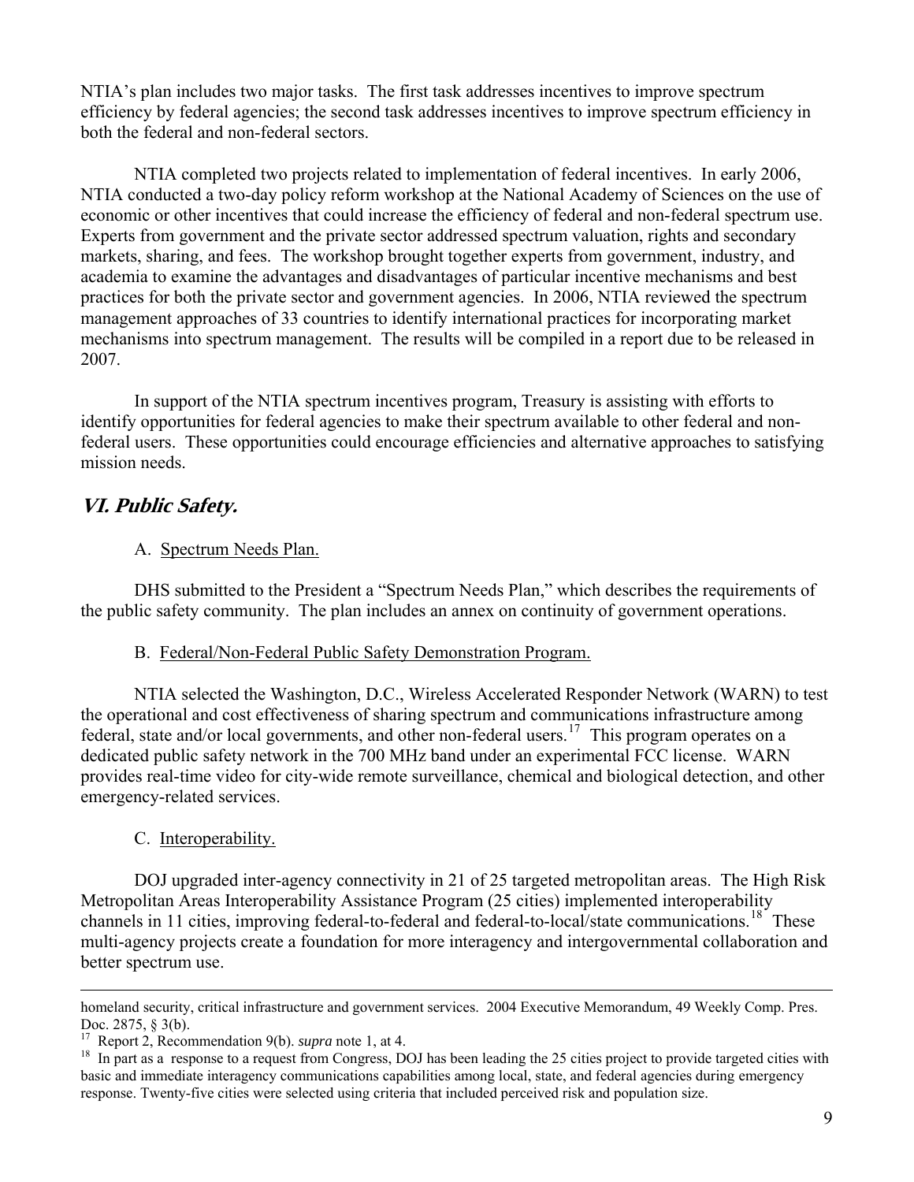NTIA's plan includes two major tasks. The first task addresses incentives to improve spectrum efficiency by federal agencies; the second task addresses incentives to improve spectrum efficiency in both the federal and non-federal sectors.

NTIA completed two projects related to implementation of federal incentives. In early 2006, NTIA conducted a two-day policy reform workshop at the National Academy of Sciences on the use of economic or other incentives that could increase the efficiency of federal and non-federal spectrum use. Experts from government and the private sector addressed spectrum valuation, rights and secondary markets, sharing, and fees. The workshop brought together experts from government, industry, and academia to examine the advantages and disadvantages of particular incentive mechanisms and best practices for both the private sector and government agencies. In 2006, NTIA reviewed the spectrum management approaches of 33 countries to identify international practices for incorporating market mechanisms into spectrum management. The results will be compiled in a report due to be released in 2007.

In support of the NTIA spectrum incentives program, Treasury is assisting with efforts to identify opportunities for federal agencies to make their spectrum available to other federal and non-federal users. These opportunities could encourage efficiencies and alternative approaches to satisfying mission needs.

## *VI. Public Safety.*

### A. Spectrum Needs Plan.

DHS submitted to the President a "Spectrum Needs Plan," which describes the requirements of the public safety community. The plan includes an annex on continuity of government operations.

### B. Federal/Non-Federal Public Safety Demonstration Program.

NTIA selected the Washington, D.C., Wireless Accelerated Responder Network (WARN) to test the operational and cost effectiveness of sharing spectrum and communications infrastructure among federal, state and/or local governments, and other non-federal users.[17] This program operates on a dedicated public safety network in the 700 MHz band under an experimental FCC license. WARN provides real-time video for city-wide remote surveillance, chemical and biological detection, and other emergency-related services.

### C. Interoperability.

DOJ upgraded inter-agency connectivity in 21 of 25 targeted metropolitan areas. The High Risk Metropolitan Areas Interoperability Assistance Program (25 cities) implemented interoperability channels in 11 cities, improving federal-to-federal and federal-to-local/state communications.[18] These multi-agency projects create a foundation for more interagency and intergovernmental collaboration and better spectrum use.

---

homeland security, critical infrastructure and government services. 2004 Executive Memorandum, 49 Weekly Comp. Pres. Doc. 2875, § 3(b).

[17] Report 2, Recommendation 9(b). *supra* note 1, at 4.

[18] In part as a response to a request from Congress, DOJ has been leading the 25 cities project to provide targeted cities with basic and immediate interagency communications capabilities among local, state, and federal agencies during emergency response. Twenty-five cities were selected using criteria that included perceived risk and population size.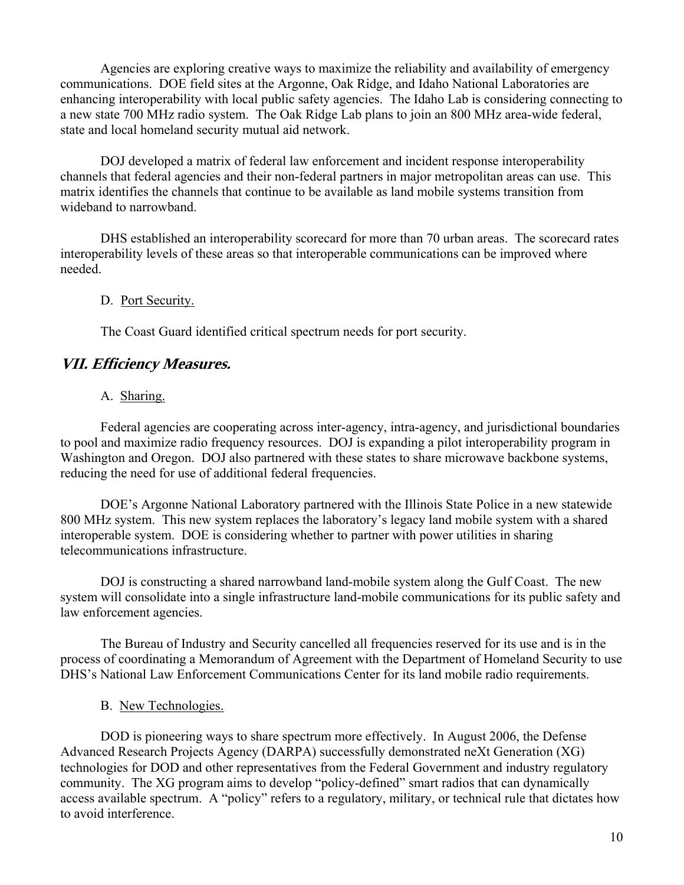Agencies are exploring creative ways to maximize the reliability and availability of emergency communications. DOE field sites at the Argonne, Oak Ridge, and Idaho National Laboratories are enhancing interoperability with local public safety agencies. The Idaho Lab is considering connecting to a new state 700 MHz radio system. The Oak Ridge Lab plans to join an 800 MHz area-wide federal, state and local homeland security mutual aid network.

DOJ developed a matrix of federal law enforcement and incident response interoperability channels that federal agencies and their non-federal partners in major metropolitan areas can use. This matrix identifies the channels that continue to be available as land mobile systems transition from wideband to narrowband.

DHS established an interoperability scorecard for more than 70 urban areas. The scorecard rates interoperability levels of these areas so that interoperable communications can be improved where needed.

### D. Port Security.

The Coast Guard identified critical spectrum needs for port security.

## *VII. Efficiency Measures.*

### A. Sharing.

Federal agencies are cooperating across inter-agency, intra-agency, and jurisdictional boundaries to pool and maximize radio frequency resources. DOJ is expanding a pilot interoperability program in Washington and Oregon. DOJ also partnered with these states to share microwave backbone systems, reducing the need for use of additional federal frequencies.

DOE's Argonne National Laboratory partnered with the Illinois State Police in a new statewide 800 MHz system. This new system replaces the laboratory's legacy land mobile system with a shared interoperable system. DOE is considering whether to partner with power utilities in sharing telecommunications infrastructure.

DOJ is constructing a shared narrowband land-mobile system along the Gulf Coast. The new system will consolidate into a single infrastructure land-mobile communications for its public safety and law enforcement agencies.

The Bureau of Industry and Security cancelled all frequencies reserved for its use and is in the process of coordinating a Memorandum of Agreement with the Department of Homeland Security to use DHS's National Law Enforcement Communications Center for its land mobile radio requirements.

### B. New Technologies.

DOD is pioneering ways to share spectrum more effectively. In August 2006, the Defense Advanced Research Projects Agency (DARPA) successfully demonstrated neXt Generation (XG) technologies for DOD and other representatives from the Federal Government and industry regulatory community. The XG program aims to develop "policy-defined" smart radios that can dynamically access available spectrum. A "policy" refers to a regulatory, military, or technical rule that dictates how to avoid interference.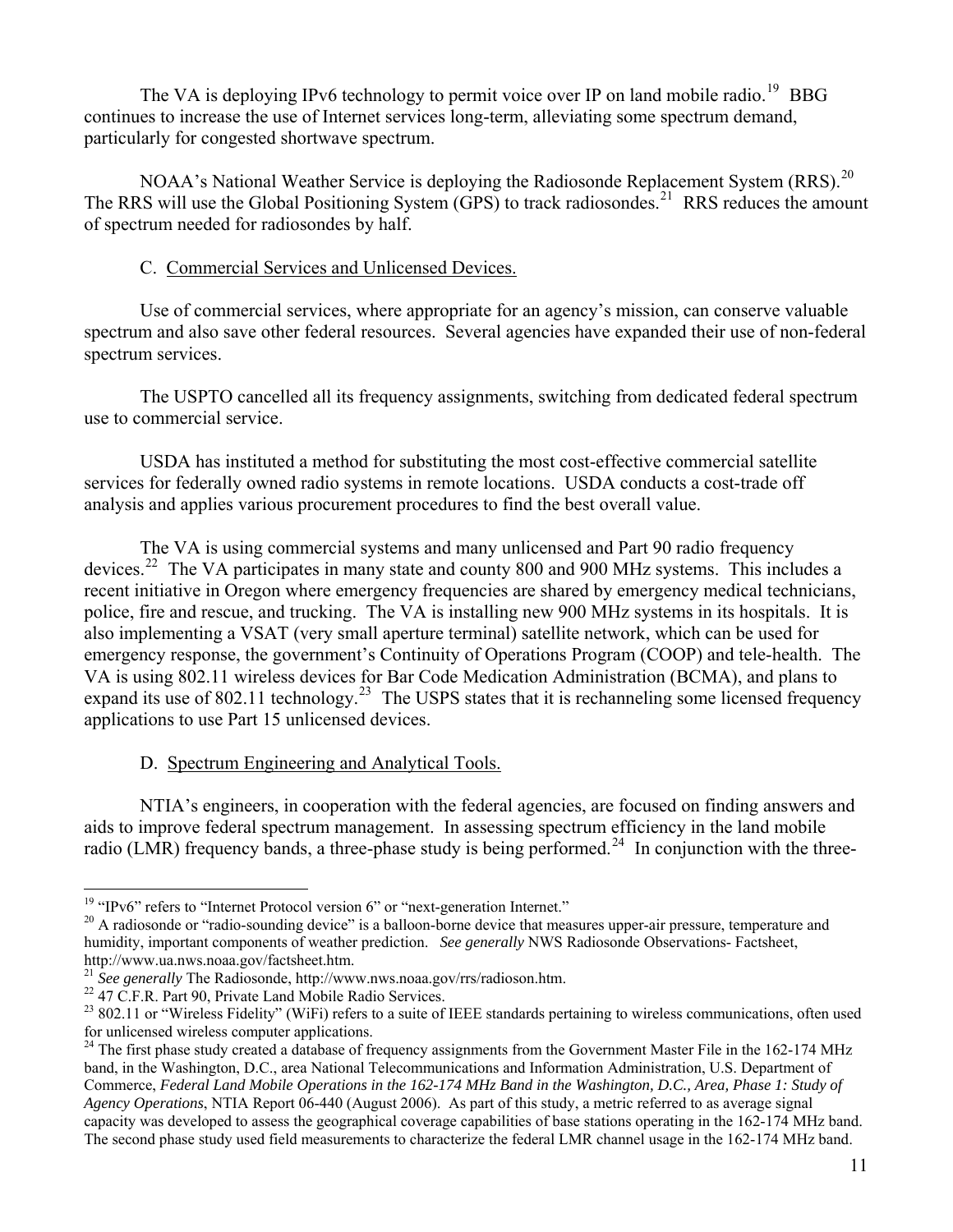The VA is deploying IPv6 technology to permit voice over IP on land mobile radio.[19] BBG continues to increase the use of Internet services long-term, alleviating some spectrum demand, particularly for congested shortwave spectrum.

NOAA's National Weather Service is deploying the Radiosonde Replacement System (RRS).[20] The RRS will use the Global Positioning System (GPS) to track radiosondes.[21] RRS reduces the amount of spectrum needed for radiosondes by half.

### C. Commercial Services and Unlicensed Devices.

Use of commercial services, where appropriate for an agency's mission, can conserve valuable spectrum and also save other federal resources. Several agencies have expanded their use of non-federal spectrum services.

The USPTO cancelled all its frequency assignments, switching from dedicated federal spectrum use to commercial service.

USDA has instituted a method for substituting the most cost-effective commercial satellite services for federally owned radio systems in remote locations. USDA conducts a cost-trade off analysis and applies various procurement procedures to find the best overall value.

The VA is using commercial systems and many unlicensed and Part 90 radio frequency devices.[22] The VA participates in many state and county 800 and 900 MHz systems. This includes a recent initiative in Oregon where emergency frequencies are shared by emergency medical technicians, police, fire and rescue, and trucking. The VA is installing new 900 MHz systems in its hospitals. It is also implementing a VSAT (very small aperture terminal) satellite network, which can be used for emergency response, the government's Continuity of Operations Program (COOP) and tele-health. The VA is using 802.11 wireless devices for Bar Code Medication Administration (BCMA), and plans to expand its use of 802.11 technology.[23] The USPS states that it is rechanneling some licensed frequency applications to use Part 15 unlicensed devices.

### D. Spectrum Engineering and Analytical Tools.

NTIA's engineers, in cooperation with the federal agencies, are focused on finding answers and aids to improve federal spectrum management. In assessing spectrum efficiency in the land mobile radio (LMR) frequency bands, a three-phase study is being performed.[24] In conjunction with the three-

---

[19] "IPv6" refers to "Internet Protocol version 6" or "next-generation Internet."

[20] A radiosonde or "radio-sounding device" is a balloon-borne device that measures upper-air pressure, temperature and humidity, important components of weather prediction. *See generally* NWS Radiosonde Observations- Factsheet, http://www.ua.nws.noaa.gov/factsheet.htm.

[21] *See generally* The Radiosonde, http://www.nws.noaa.gov/rrs/radioson.htm.

[22] 47 C.F.R. Part 90, Private Land Mobile Radio Services.

[23] 802.11 or "Wireless Fidelity" (WiFi) refers to a suite of IEEE standards pertaining to wireless communications, often used for unlicensed wireless computer applications.

[24] The first phase study created a database of frequency assignments from the Government Master File in the 162-174 MHz band, in the Washington, D.C., area National Telecommunications and Information Administration, U.S. Department of Commerce, *Federal Land Mobile Operations in the 162-174 MHz Band in the Washington, D.C., Area, Phase 1: Study of Agency Operations*, NTIA Report 06-440 (August 2006). As part of this study, a metric referred to as average signal capacity was developed to assess the geographical coverage capabilities of base stations operating in the 162-174 MHz band. The second phase study used field measurements to characterize the federal LMR channel usage in the 162-174 MHz band.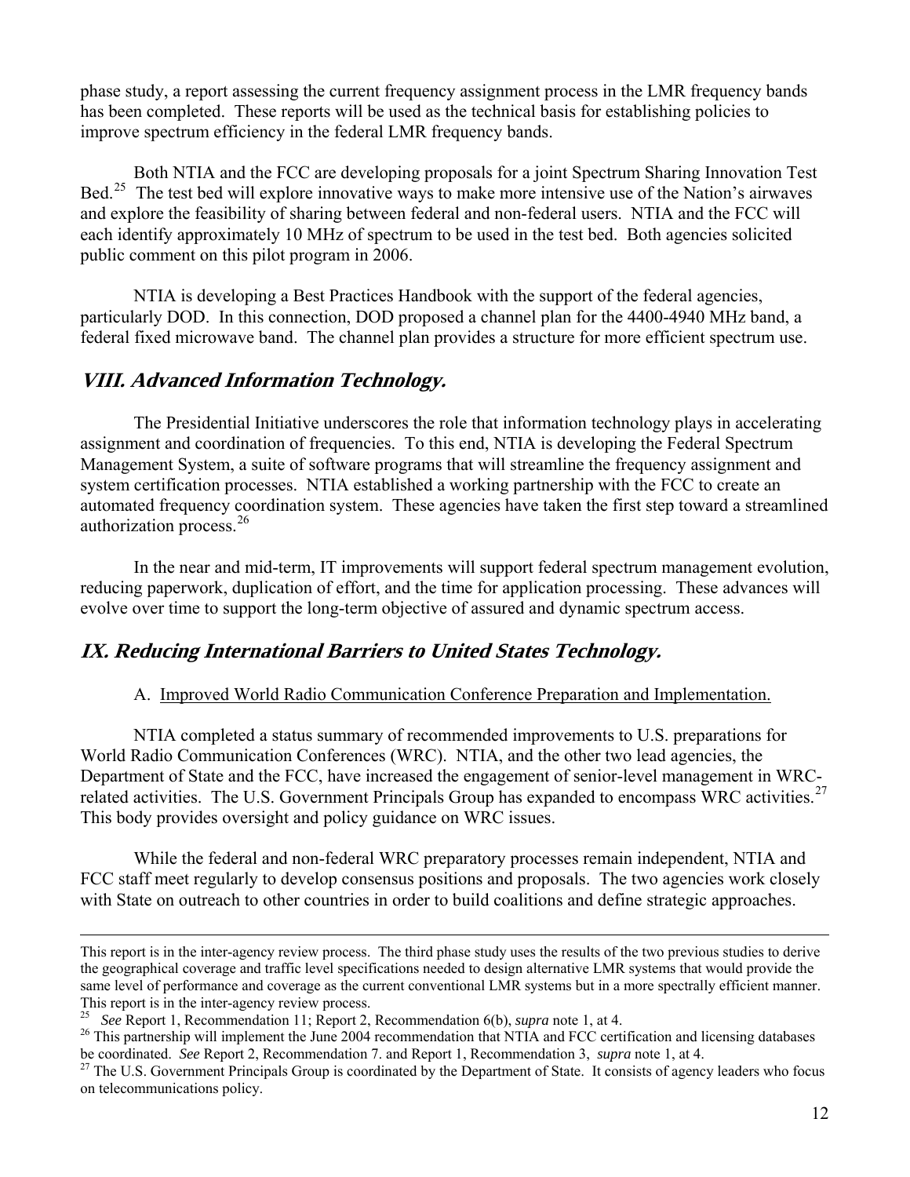phase study, a report assessing the current frequency assignment process in the LMR frequency bands has been completed. These reports will be used as the technical basis for establishing policies to improve spectrum efficiency in the federal LMR frequency bands.

Both NTIA and the FCC are developing proposals for a joint Spectrum Sharing Innovation Test Bed.[25] The test bed will explore innovative ways to make more intensive use of the Nation's airwaves and explore the feasibility of sharing between federal and non-federal users. NTIA and the FCC will each identify approximately 10 MHz of spectrum to be used in the test bed. Both agencies solicited public comment on this pilot program in 2006.

NTIA is developing a Best Practices Handbook with the support of the federal agencies, particularly DOD. In this connection, DOD proposed a channel plan for the 4400-4940 MHz band, a federal fixed microwave band. The channel plan provides a structure for more efficient spectrum use.

## *VIII. Advanced Information Technology.*

The Presidential Initiative underscores the role that information technology plays in accelerating assignment and coordination of frequencies. To this end, NTIA is developing the Federal Spectrum Management System, a suite of software programs that will streamline the frequency assignment and system certification processes. NTIA established a working partnership with the FCC to create an automated frequency coordination system. These agencies have taken the first step toward a streamlined authorization process.[26]

In the near and mid-term, IT improvements will support federal spectrum management evolution, reducing paperwork, duplication of effort, and the time for application processing. These advances will evolve over time to support the long-term objective of assured and dynamic spectrum access.

## *IX. Reducing International Barriers to United States Technology.*

### A. Improved World Radio Communication Conference Preparation and Implementation.

NTIA completed a status summary of recommended improvements to U.S. preparations for World Radio Communication Conferences (WRC). NTIA, and the other two lead agencies, the Department of State and the FCC, have increased the engagement of senior-level management in WRC-related activities. The U.S. Government Principals Group has expanded to encompass WRC activities.[27] This body provides oversight and policy guidance on WRC issues.

While the federal and non-federal WRC preparatory processes remain independent, NTIA and FCC staff meet regularly to develop consensus positions and proposals. The two agencies work closely with State on outreach to other countries in order to build coalitions and define strategic approaches.

---

This report is in the inter-agency review process. The third phase study uses the results of the two previous studies to derive the geographical coverage and traffic level specifications needed to design alternative LMR systems that would provide the same level of performance and coverage as the current conventional LMR systems but in a more spectrally efficient manner. This report is in the inter-agency review process.

[25] *See* Report 1, Recommendation 11; Report 2, Recommendation 6(b), *supra* note 1, at 4.

[26] This partnership will implement the June 2004 recommendation that NTIA and FCC certification and licensing databases be coordinated. *See* Report 2, Recommendation 7. and Report 1, Recommendation 3, *supra* note 1, at 4.

[27] The U.S. Government Principals Group is coordinated by the Department of State. It consists of agency leaders who focus on telecommunications policy.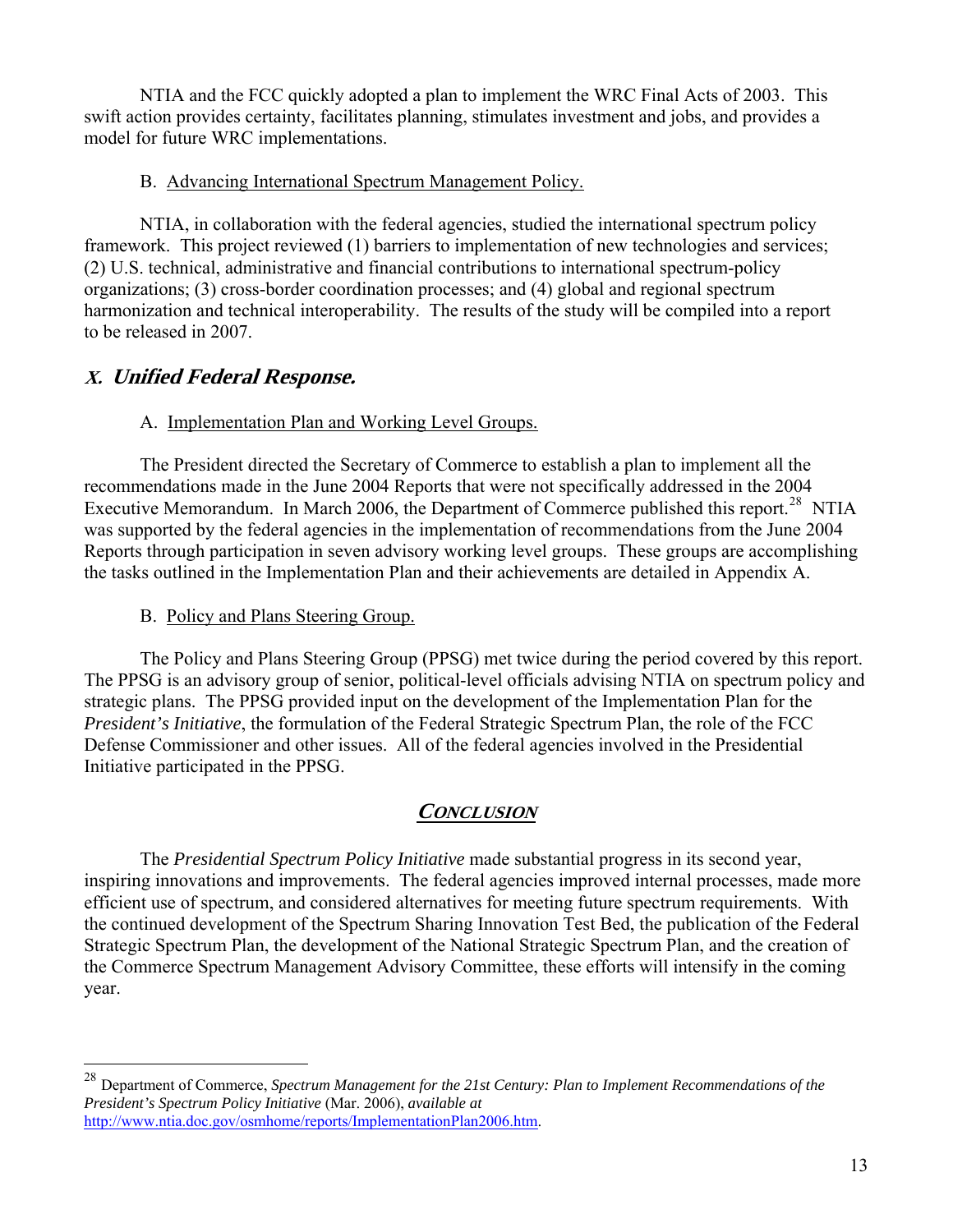NTIA and the FCC quickly adopted a plan to implement the WRC Final Acts of 2003. This swift action provides certainty, facilitates planning, stimulates investment and jobs, and provides a model for future WRC implementations.

B. Advancing International Spectrum Management Policy.

NTIA, in collaboration with the federal agencies, studied the international spectrum policy framework. This project reviewed (1) barriers to implementation of new technologies and services; (2) U.S. technical, administrative and financial contributions to international spectrum-policy organizations; (3) cross-border coordination processes; and (4) global and regional spectrum harmonization and technical interoperability. The results of the study will be compiled into a report to be released in 2007.

## *X. Unified Federal Response.*

A. Implementation Plan and Working Level Groups.

The President directed the Secretary of Commerce to establish a plan to implement all the recommendations made in the June 2004 Reports that were not specifically addressed in the 2004 Executive Memorandum. In March 2006, the Department of Commerce published this report.[28] NTIA was supported by the federal agencies in the implementation of recommendations from the June 2004 Reports through participation in seven advisory working level groups. These groups are accomplishing the tasks outlined in the Implementation Plan and their achievements are detailed in Appendix A.

B. Policy and Plans Steering Group.

The Policy and Plans Steering Group (PPSG) met twice during the period covered by this report. The PPSG is an advisory group of senior, political-level officials advising NTIA on spectrum policy and strategic plans. The PPSG provided input on the development of the Implementation Plan for the *President's Initiative*, the formulation of the Federal Strategic Spectrum Plan, the role of the FCC Defense Commissioner and other issues. All of the federal agencies involved in the Presidential Initiative participated in the PPSG.

## *CONCLUSION*

The *Presidential Spectrum Policy Initiative* made substantial progress in its second year, inspiring innovations and improvements. The federal agencies improved internal processes, made more efficient use of spectrum, and considered alternatives for meeting future spectrum requirements. With the continued development of the Spectrum Sharing Innovation Test Bed, the publication of the Federal Strategic Spectrum Plan, the development of the National Strategic Spectrum Plan, and the creation of the Commerce Spectrum Management Advisory Committee, these efforts will intensify in the coming year.

---

[28] Department of Commerce, *Spectrum Management for the 21st Century: Plan to Implement Recommendations of the President's Spectrum Policy Initiative* (Mar. 2006), *available at* http://www.ntia.doc.gov/osmhome/reports/ImplementationPlan2006.htm.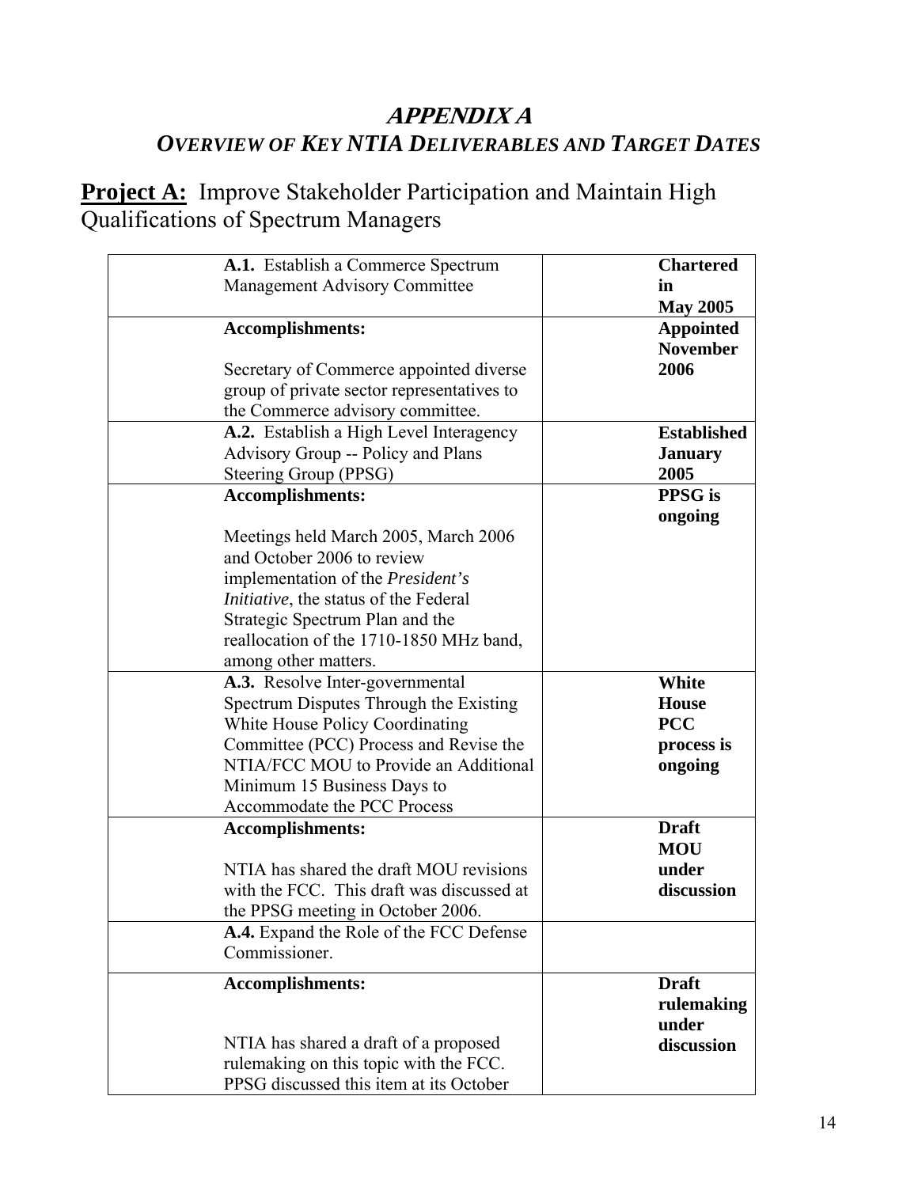# *APPENDIX A*

## *OVERVIEW OF KEY NTIA DELIVERABLES AND TARGET DATES*

**Project A:** Improve Stakeholder Participation and Maintain High Qualifications of Spectrum Managers

| | |
|---|---|
| **A.1.** Establish a Commerce Spectrum Management Advisory Committee | **Chartered in May 2005** |
| **Accomplishments:**<br><br>Secretary of Commerce appointed diverse group of private sector representatives to the Commerce advisory committee. | **Appointed November 2006** |
| **A.2.** Establish a High Level Interagency Advisory Group -- Policy and Plans Steering Group (PPSG) | **Established January 2005** |
| **Accomplishments:**<br><br>Meetings held March 2005, March 2006 and October 2006 to review implementation of the *President's Initiative*, the status of the Federal Strategic Spectrum Plan and the reallocation of the 1710-1850 MHz band, among other matters. | **PPSG is ongoing** |
| **A.3.** Resolve Inter-governmental Spectrum Disputes Through the Existing White House Policy Coordinating Committee (PCC) Process and Revise the NTIA/FCC MOU to Provide an Additional Minimum 15 Business Days to Accommodate the PCC Process | **White House PCC process is ongoing** |
| **Accomplishments:**<br><br>NTIA has shared the draft MOU revisions with the FCC. This draft was discussed at the PPSG meeting in October 2006. | **Draft MOU under discussion** |
| **A.4.** Expand the Role of the FCC Defense Commissioner. | |
| **Accomplishments:**<br><br>NTIA has shared a draft of a proposed rulemaking on this topic with the FCC. PPSG discussed this item at its October | **Draft rulemaking under discussion** |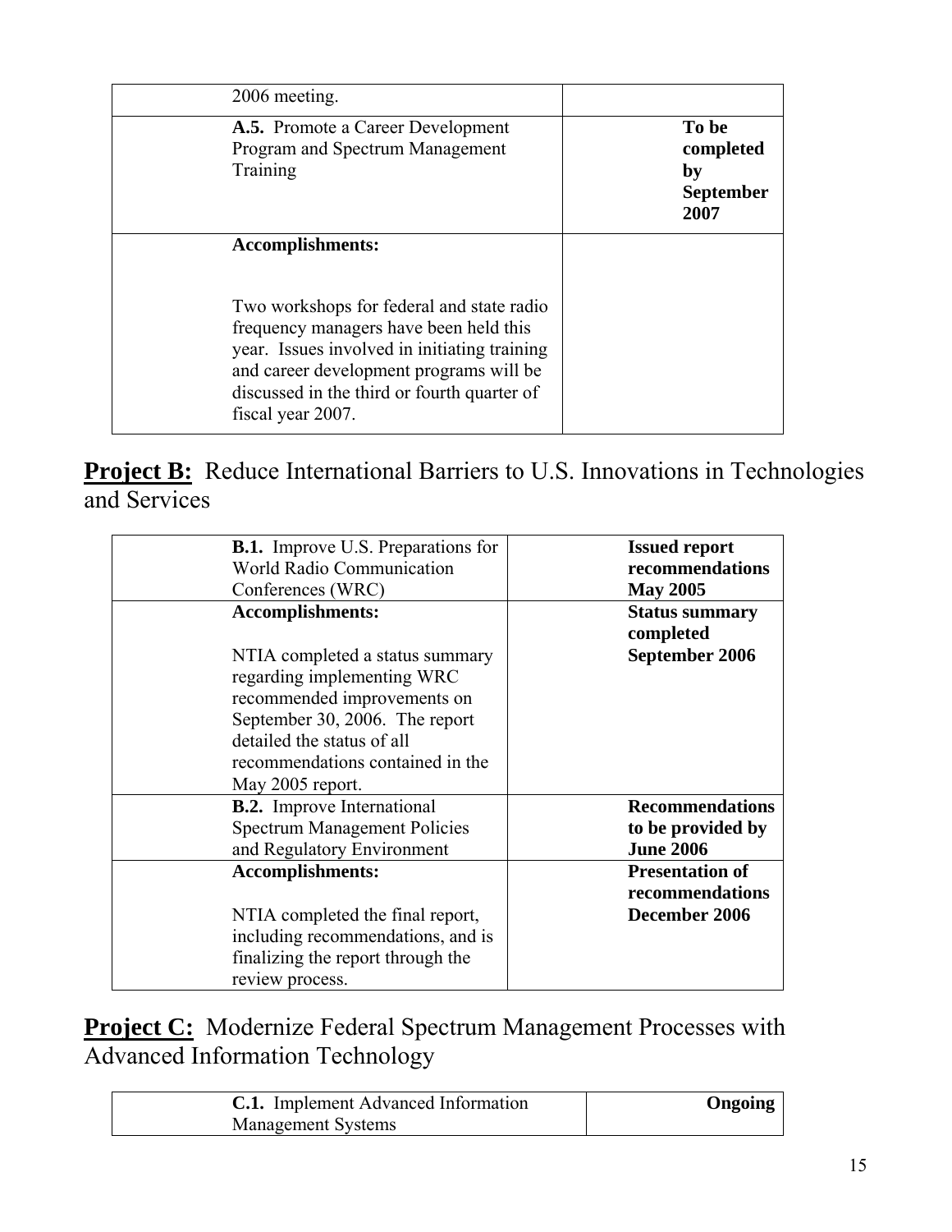| | |
|---|---|
| 2006 meeting. | |
| **A.5.** Promote a Career Development Program and Spectrum Management Training | **To be completed by September 2007** |
| **Accomplishments:**<br><br>Two workshops for federal and state radio frequency managers have been held this year. Issues involved in initiating training and career development programs will be discussed in the third or fourth quarter of fiscal year 2007. | |

## **Project B:** Reduce International Barriers to U.S. Innovations in Technologies and Services

| | |
|---|---|
| **B.1.** Improve U.S. Preparations for World Radio Communication Conferences (WRC) | **Issued report recommendations May 2005** |
| **Accomplishments:**<br><br>NTIA completed a status summary regarding implementing WRC recommended improvements on September 30, 2006. The report detailed the status of all recommendations contained in the May 2005 report. | **Status summary completed September 2006** |
| **B.2.** Improve International Spectrum Management Policies and Regulatory Environment | **Recommendations to be provided by June 2006** |
| **Accomplishments:**<br><br>NTIA completed the final report, including recommendations, and is finalizing the report through the review process. | **Presentation of recommendations December 2006** |

## **Project C:** Modernize Federal Spectrum Management Processes with Advanced Information Technology

| | |
|---|---|
| **C.1.** Implement Advanced Information Management Systems | **Ongoing** |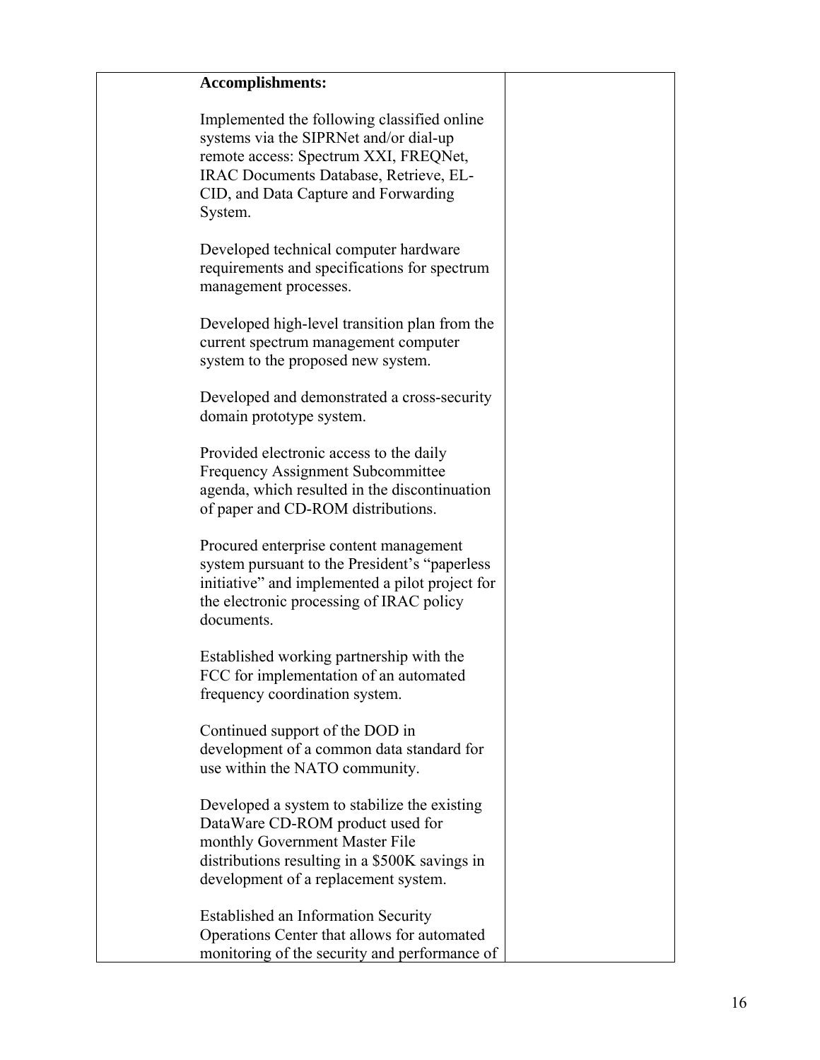| | |
|---|---|
| **Accomplishments:**<br><br>Implemented the following classified online systems via the SIPRNet and/or dial-up remote access: Spectrum XXI, FREQNet, IRAC Documents Database, Retrieve, EL-CID, and Data Capture and Forwarding System.<br><br>Developed technical computer hardware requirements and specifications for spectrum management processes.<br><br>Developed high-level transition plan from the current spectrum management computer system to the proposed new system.<br><br>Developed and demonstrated a cross-security domain prototype system.<br><br>Provided electronic access to the daily Frequency Assignment Subcommittee agenda, which resulted in the discontinuation of paper and CD-ROM distributions.<br><br>Procured enterprise content management system pursuant to the President's "paperless initiative" and implemented a pilot project for the electronic processing of IRAC policy documents.<br><br>Established working partnership with the FCC for implementation of an automated frequency coordination system.<br><br>Continued support of the DOD in development of a common data standard for use within the NATO community.<br><br>Developed a system to stabilize the existing DataWare CD-ROM product used for monthly Government Master File distributions resulting in a $500K savings in development of a replacement system.<br><br>Established an Information Security Operations Center that allows for automated monitoring of the security and performance of | |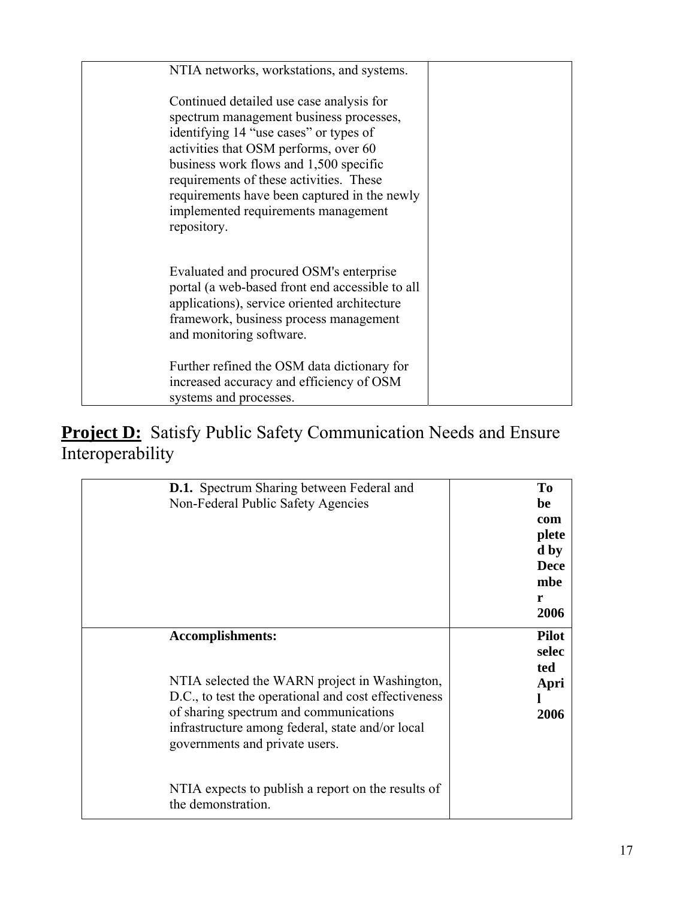| | |
|---|---|
| NTIA networks, workstations, and systems.<br><br>Continued detailed use case analysis for spectrum management business processes, identifying 14 "use cases" or types of activities that OSM performs, over 60 business work flows and 1,500 specific requirements of these activities. These requirements have been captured in the newly implemented requirements management repository.<br><br>Evaluated and procured OSM's enterprise portal (a web-based front end accessible to all applications), service oriented architecture framework, business process management and monitoring software.<br><br>Further refined the OSM data dictionary for increased accuracy and efficiency of OSM systems and processes. | |

## **Project D:** Satisfy Public Safety Communication Needs and Ensure Interoperability

| | |
|---|---|
| **D.1.** Spectrum Sharing between Federal and Non-Federal Public Safety Agencies | **To be completed by December 2006** |
| **Accomplishments:**<br><br>NTIA selected the WARN project in Washington, D.C., to test the operational and cost effectiveness of sharing spectrum and communications infrastructure among federal, state and/or local governments and private users.<br><br>NTIA expects to publish a report on the results of the demonstration. | **Pilot selected April 2006** |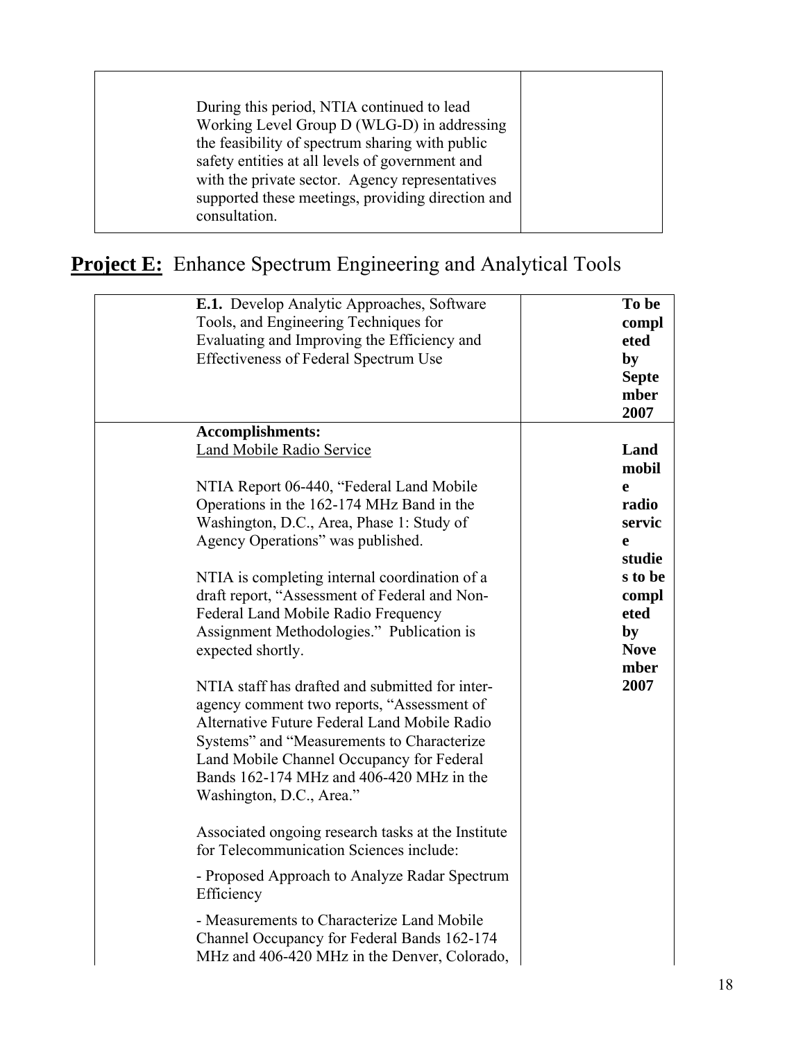| | |
|---|---|
| During this period, NTIA continued to lead Working Level Group D (WLG-D) in addressing the feasibility of spectrum sharing with public safety entities at all levels of government and with the private sector. Agency representatives supported these meetings, providing direction and consultation. | |

## **Project E:** Enhance Spectrum Engineering and Analytical Tools

| | |
|---|---|
| **E.1.** Develop Analytic Approaches, Software Tools, and Engineering Techniques for Evaluating and Improving the Efficiency and Effectiveness of Federal Spectrum Use | **To be completed by September 2007** |
| **Accomplishments:**<br>Land Mobile Radio Service<br><br>NTIA Report 06-440, "Federal Land Mobile Operations in the 162-174 MHz Band in the Washington, D.C., Area, Phase 1: Study of Agency Operations" was published.<br><br>NTIA is completing internal coordination of a draft report, "Assessment of Federal and Non-Federal Land Mobile Radio Frequency Assignment Methodologies." Publication is expected shortly.<br><br>NTIA staff has drafted and submitted for inter-agency comment two reports, "Assessment of Alternative Future Federal Land Mobile Radio Systems" and "Measurements to Characterize Land Mobile Channel Occupancy for Federal Bands 162-174 MHz and 406-420 MHz in the Washington, D.C., Area."<br><br>Associated ongoing research tasks at the Institute for Telecommunication Sciences include:<br><br>- Proposed Approach to Analyze Radar Spectrum Efficiency<br><br>- Measurements to Characterize Land Mobile Channel Occupancy for Federal Bands 162-174 MHz and 406-420 MHz in the Denver, Colorado, | **Land mobile radio service studies to be completed by November 2007** |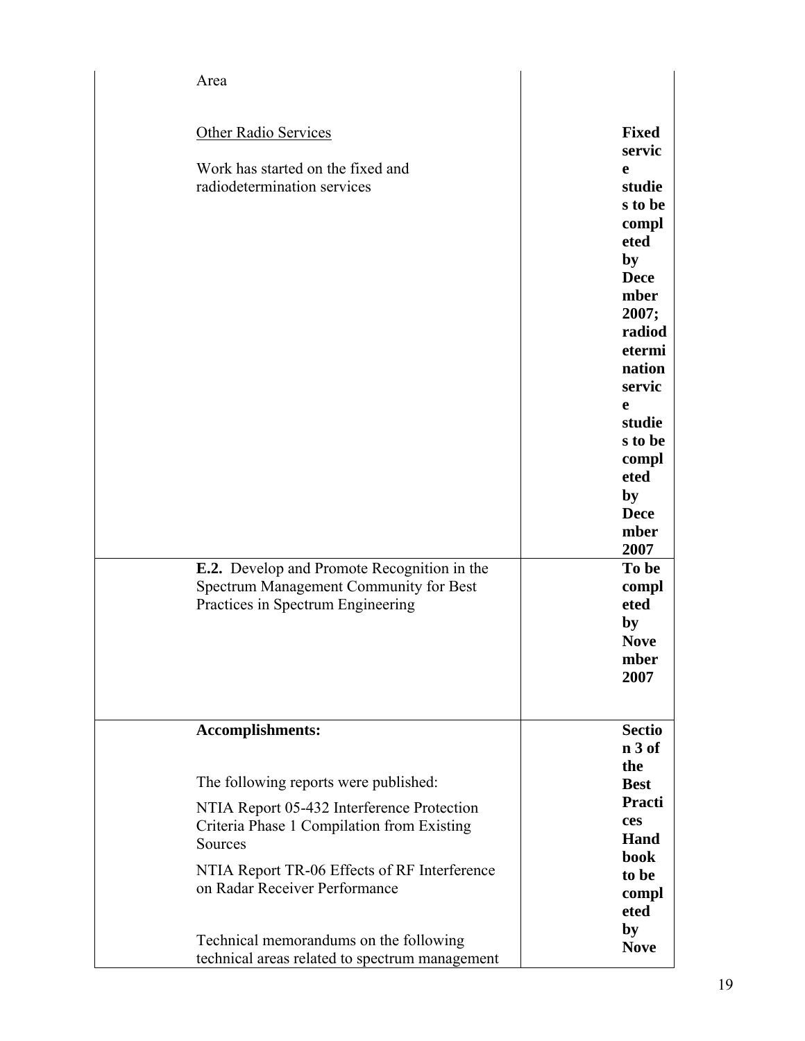| | |
|---|---|
| Area | |
| Other Radio Services<br><br>Work has started on the fixed and radiodetermination services | **Fixed service studies to be completed by December 2007; radiodetermination service studies to be completed by December 2007** |
| **E.2.** Develop and Promote Recognition in the Spectrum Management Community for Best Practices in Spectrum Engineering | **To be completed by November 2007** |
| **Accomplishments:**<br><br>The following reports were published:<br><br>NTIA Report 05-432 Interference Protection Criteria Phase 1 Compilation from Existing Sources<br><br>NTIA Report TR-06 Effects of RF Interference on Radar Receiver Performance<br><br>Technical memorandums on the following technical areas related to spectrum management | **Section 3 of the Best Practices Handbook to be completed by Nove** |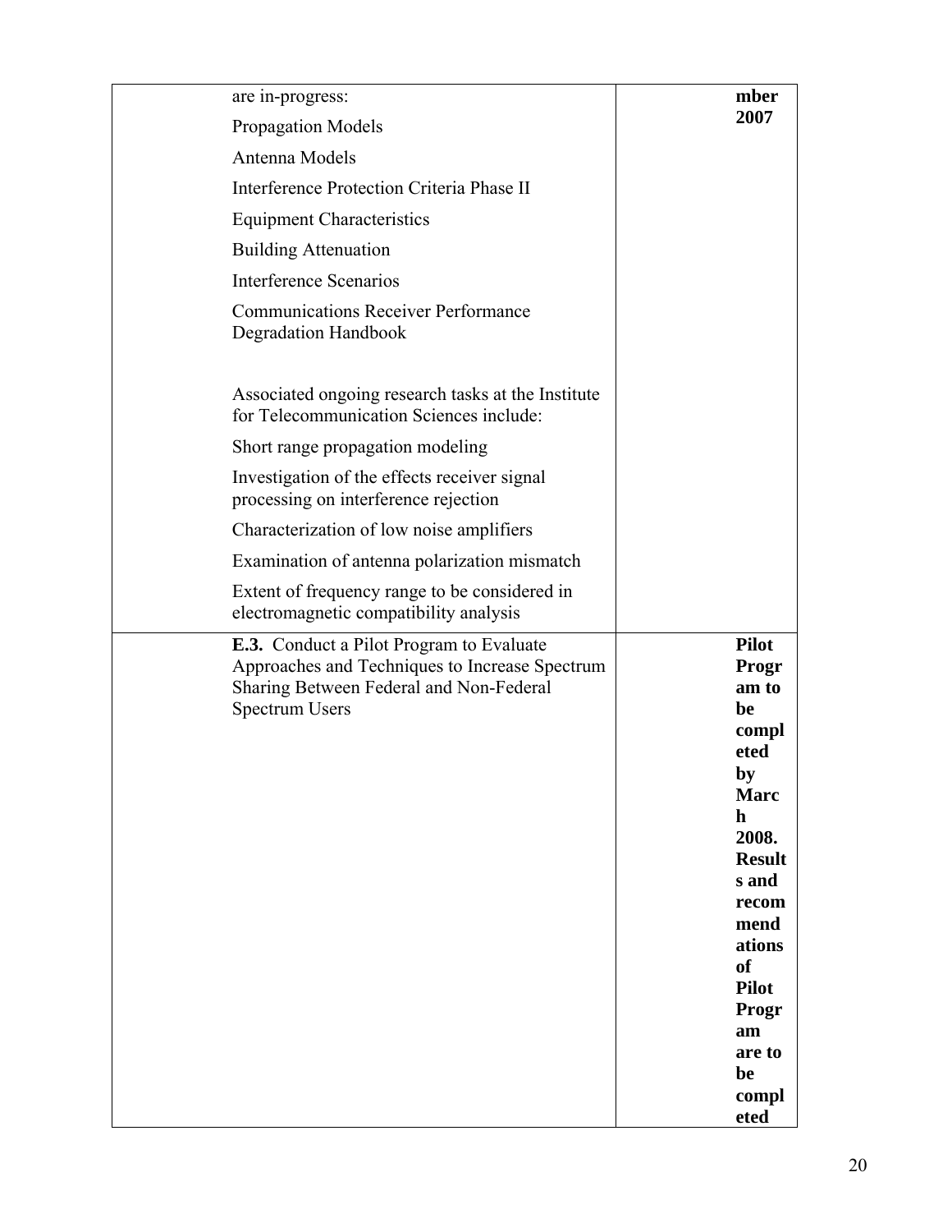| | | |
|---|---|---|
| | are in-progress:<br><br>Propagation Models<br><br>Antenna Models<br><br>Interference Protection Criteria Phase II<br><br>Equipment Characteristics<br><br>Building Attenuation<br><br>Interference Scenarios<br><br>Communications Receiver Performance Degradation Handbook<br><br>Associated ongoing research tasks at the Institute for Telecommunication Sciences include:<br><br>Short range propagation modeling<br><br>Investigation of the effects receiver signal processing on interference rejection<br><br>Characterization of low noise amplifiers<br><br>Examination of antenna polarization mismatch<br><br>Extent of frequency range to be considered in electromagnetic compatibility analysis | **mber 2007** |
| | **E.3.** Conduct a Pilot Program to Evaluate Approaches and Techniques to Increase Spectrum Sharing Between Federal and Non-Federal Spectrum Users | **Pilot Program to be completed by March 2008. Results and recommendations of Pilot Program are to be completed** |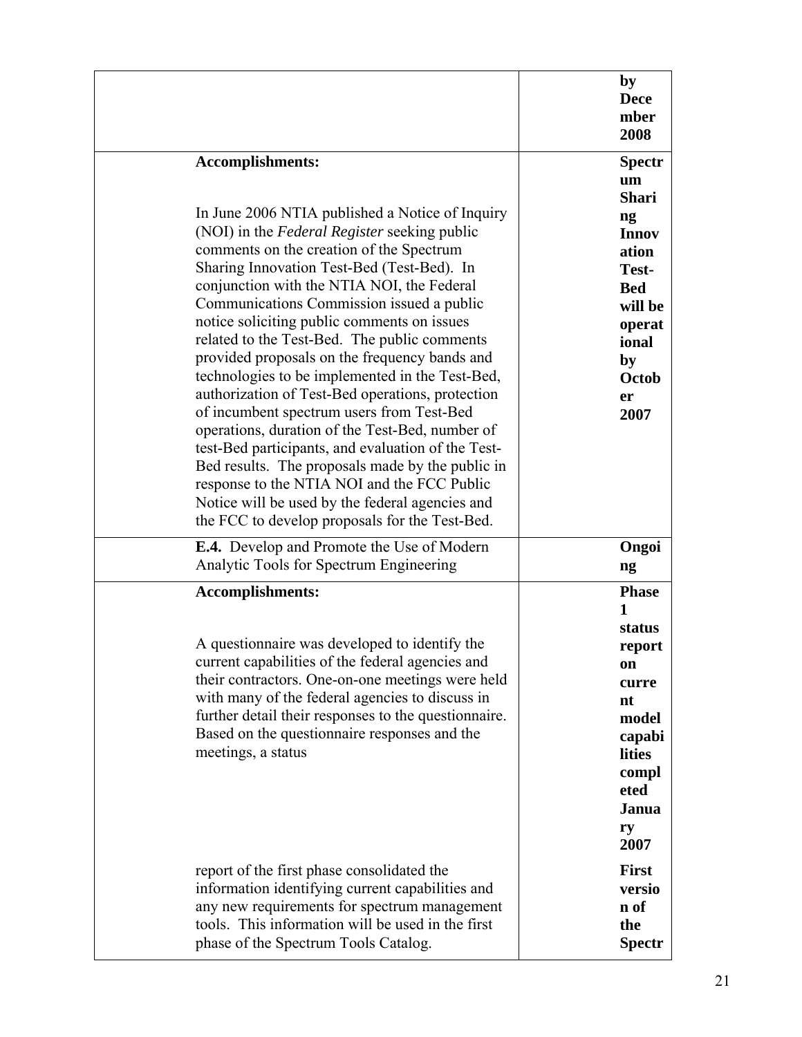| | |
|---|---|
| | **by December 2008** |
| **Accomplishments:**<br><br>In June 2006 NTIA published a Notice of Inquiry (NOI) in the *Federal Register* seeking public comments on the creation of the Spectrum Sharing Innovation Test-Bed (Test-Bed). In conjunction with the NTIA NOI, the Federal Communications Commission issued a public notice soliciting public comments on issues related to the Test-Bed. The public comments provided proposals on the frequency bands and technologies to be implemented in the Test-Bed, authorization of Test-Bed operations, protection of incumbent spectrum users from Test-Bed operations, duration of the Test-Bed, number of test-Bed participants, and evaluation of the Test-Bed results. The proposals made by the public in response to the NTIA NOI and the FCC Public Notice will be used by the federal agencies and the FCC to develop proposals for the Test-Bed. | **Spectrum Sharing Innovation Test-Bed will be operational by October 2007** |
| **E.4.** Develop and Promote the Use of Modern Analytic Tools for Spectrum Engineering | **Ongoing** |
| **Accomplishments:**<br><br>A questionnaire was developed to identify the current capabilities of the federal agencies and their contractors. One-on-one meetings were held with many of the federal agencies to discuss in further detail their responses to the questionnaire. Based on the questionnaire responses and the meetings, a status report of the first phase consolidated the information identifying current capabilities and any new requirements for spectrum management tools. This information will be used in the first phase of the Spectrum Tools Catalog. | **Phase 1 status report on current model capabilities completed January 2007**<br><br>**First version of the Spectr** |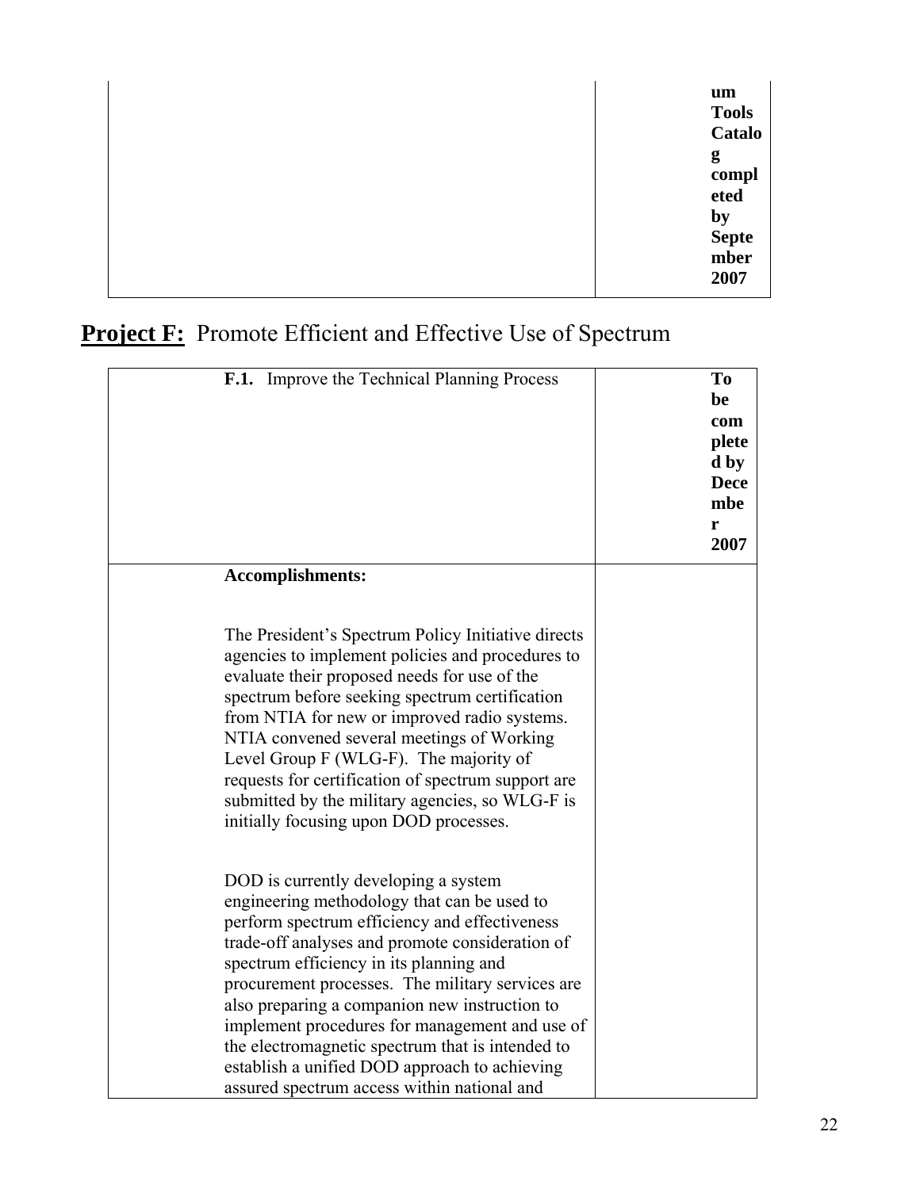| | um Tools Catalog completed by September 2007 |
|---|---|

## **Project F:** Promote Efficient and Effective Use of Spectrum

| **F.1.** Improve the Technical Planning Process | **To be completed by December 2007** |
|---|---|
| **Accomplishments:**<br><br>The President's Spectrum Policy Initiative directs agencies to implement policies and procedures to evaluate their proposed needs for use of the spectrum before seeking spectrum certification from NTIA for new or improved radio systems. NTIA convened several meetings of Working Level Group F (WLG-F). The majority of requests for certification of spectrum support are submitted by the military agencies, so WLG-F is initially focusing upon DOD processes.<br><br>DOD is currently developing a system engineering methodology that can be used to perform spectrum efficiency and effectiveness trade-off analyses and promote consideration of spectrum efficiency in its planning and procurement processes. The military services are also preparing a companion new instruction to implement procedures for management and use of the electromagnetic spectrum that is intended to establish a unified DOD approach to achieving assured spectrum access within national and | |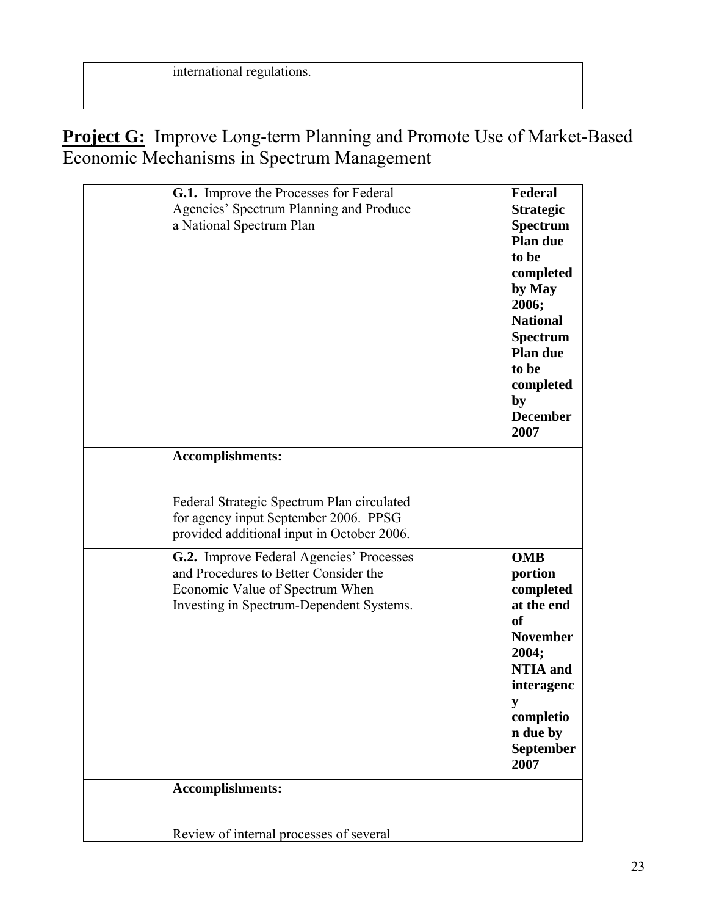| international regulations. | |
|---|---|

## **Project G:** Improve Long-term Planning and Promote Use of Market-Based Economic Mechanisms in Spectrum Management

| **G.1.** Improve the Processes for Federal Agencies' Spectrum Planning and Produce a National Spectrum Plan | **Federal Strategic Spectrum Plan due to be completed by May 2006; National Spectrum Plan due to be completed by December 2007** |
|---|---|
| **Accomplishments:**<br><br>Federal Strategic Spectrum Plan circulated for agency input September 2006. PPSG provided additional input in October 2006. | |
| **G.2.** Improve Federal Agencies' Processes and Procedures to Better Consider the Economic Value of Spectrum When Investing in Spectrum-Dependent Systems. | **OMB portion completed at the end of November 2004; NTIA and interagency completion due by September 2007** |
| **Accomplishments:**<br><br>Review of internal processes of several | |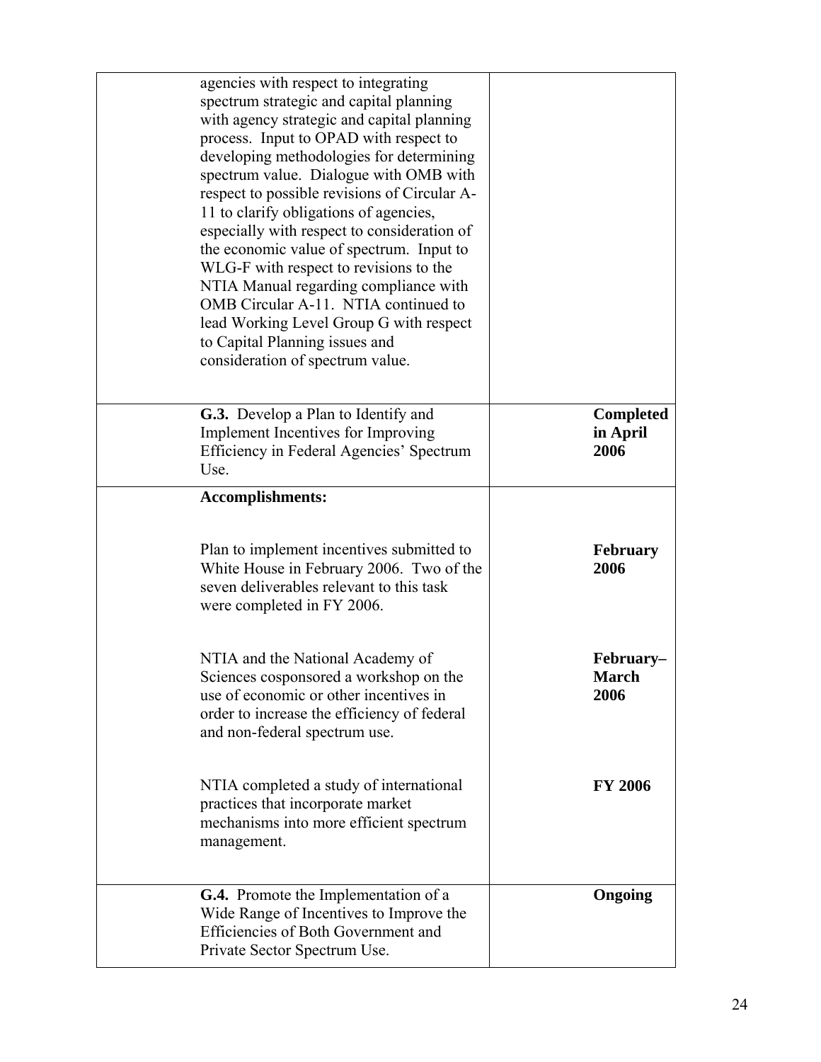| | | |
|---|---|---|
| | agencies with respect to integrating spectrum strategic and capital planning with agency strategic and capital planning process. Input to OPAD with respect to developing methodologies for determining spectrum value. Dialogue with OMB with respect to possible revisions of Circular A-11 to clarify obligations of agencies, especially with respect to consideration of the economic value of spectrum. Input to WLG-F with respect to revisions to the NTIA Manual regarding compliance with OMB Circular A-11. NTIA continued to lead Working Level Group G with respect to Capital Planning issues and consideration of spectrum value. | |
| | **G.3.** Develop a Plan to Identify and Implement Incentives for Improving Efficiency in Federal Agencies' Spectrum Use. | **Completed in April 2006** |
| | **Accomplishments:**<br><br>Plan to implement incentives submitted to White House in February 2006. Two of the seven deliverables relevant to this task were completed in FY 2006.<br><br>NTIA and the National Academy of Sciences cosponsored a workshop on the use of economic or other incentives in order to increase the efficiency of federal and non-federal spectrum use.<br><br>NTIA completed a study of international practices that incorporate market mechanisms into more efficient spectrum management. | <br><br>**February 2006**<br><br>**February–March 2006**<br><br>**FY 2006** |
| | **G.4.** Promote the Implementation of a Wide Range of Incentives to Improve the Efficiencies of Both Government and Private Sector Spectrum Use. | **Ongoing** |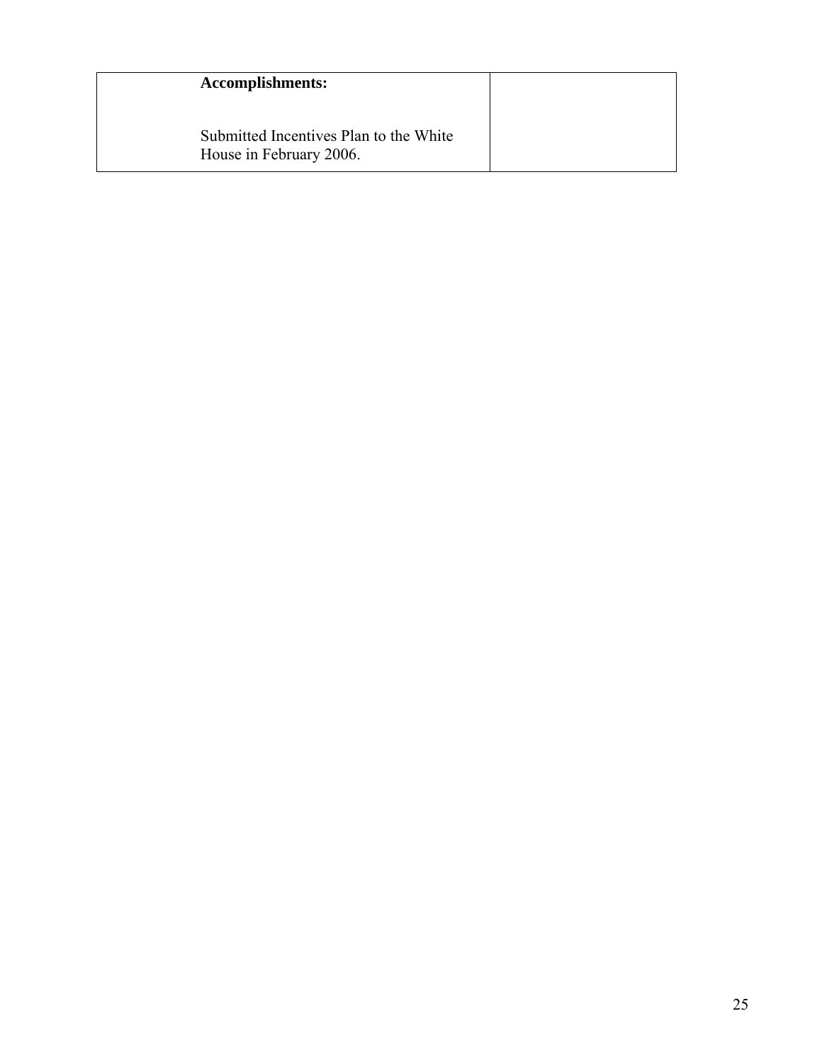| | |
| --- | --- |
| **Accomplishments:**<br><br>Submitted Incentives Plan to the White House in February 2006. | |